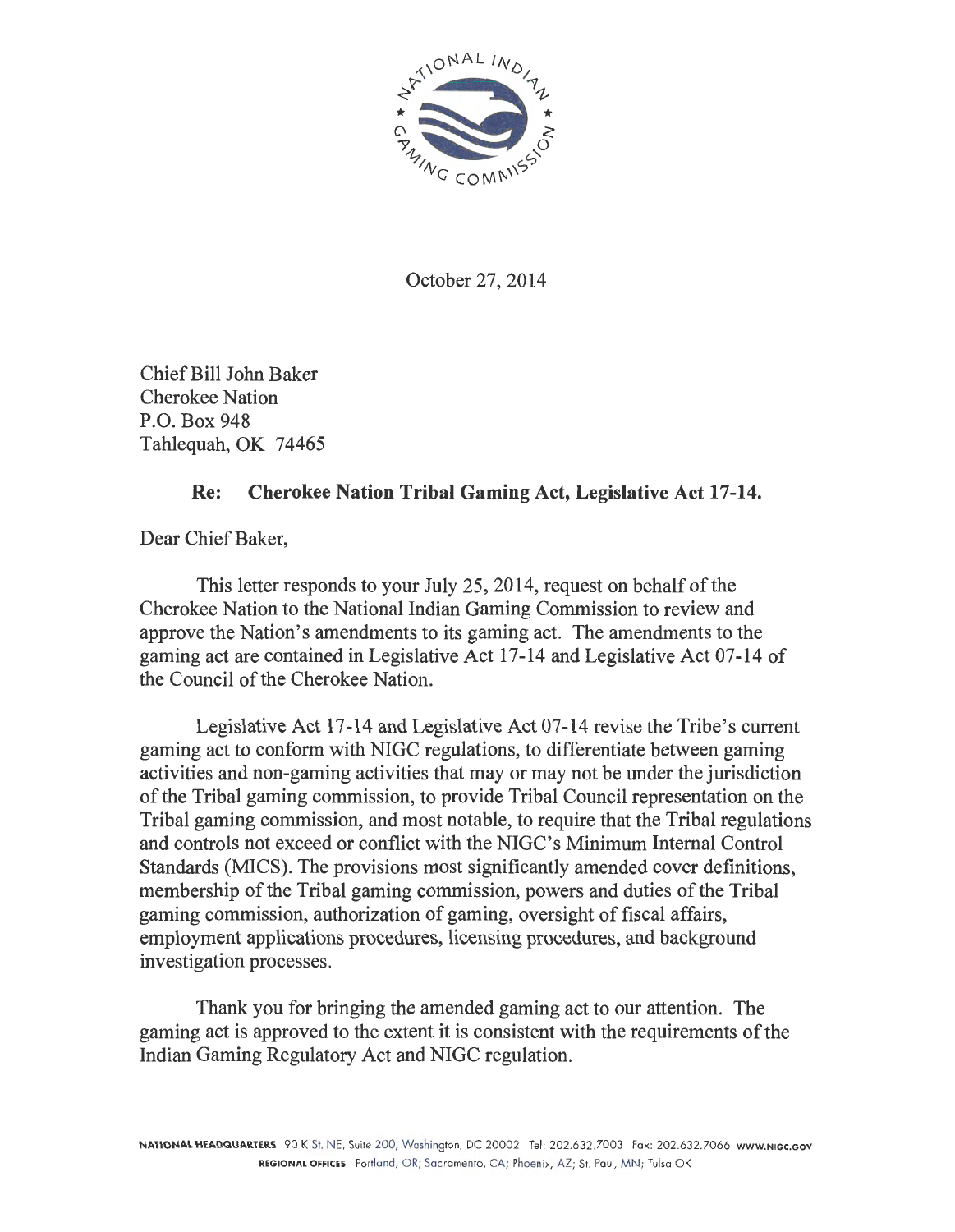October 27, 2014

Chief Bill John Baker
Cherokee Nation
P.O. Box 948
Tahlequah, OK 74465

**Re: Cherokee Nation Tribal Gaming Act, Legislative Act 17-14.**

Dear Chief Baker,

This letter responds to your July 25, 2014, request on behalf of the Cherokee Nation to the National Indian Gaming Commission to review and approve the Nation's amendments to its gaming act. The amendments to the gaming act are contained in Legislative Act 17-14 and Legislative Act 07-14 of the Council of the Cherokee Nation.

Legislative Act 17-14 and Legislative Act 07-14 revise the Tribe's current gaming act to conform with NIGC regulations, to differentiate between gaming activities and non-gaming activities that may or may not be under the jurisdiction of the Tribal gaming commission, to provide Tribal Council representation on the Tribal gaming commission, and most notable, to require that the Tribal regulations and controls not exceed or conflict with the NIGC's Minimum Internal Control Standards (MICS). The provisions most significantly amended cover definitions, membership of the Tribal gaming commission, powers and duties of the Tribal gaming commission, authorization of gaming, oversight of fiscal affairs, employment applications procedures, licensing procedures, and background investigation processes.

Thank you for bringing the amended gaming act to our attention. The gaming act is approved to the extent it is consistent with the requirements of the Indian Gaming Regulatory Act and NIGC regulation.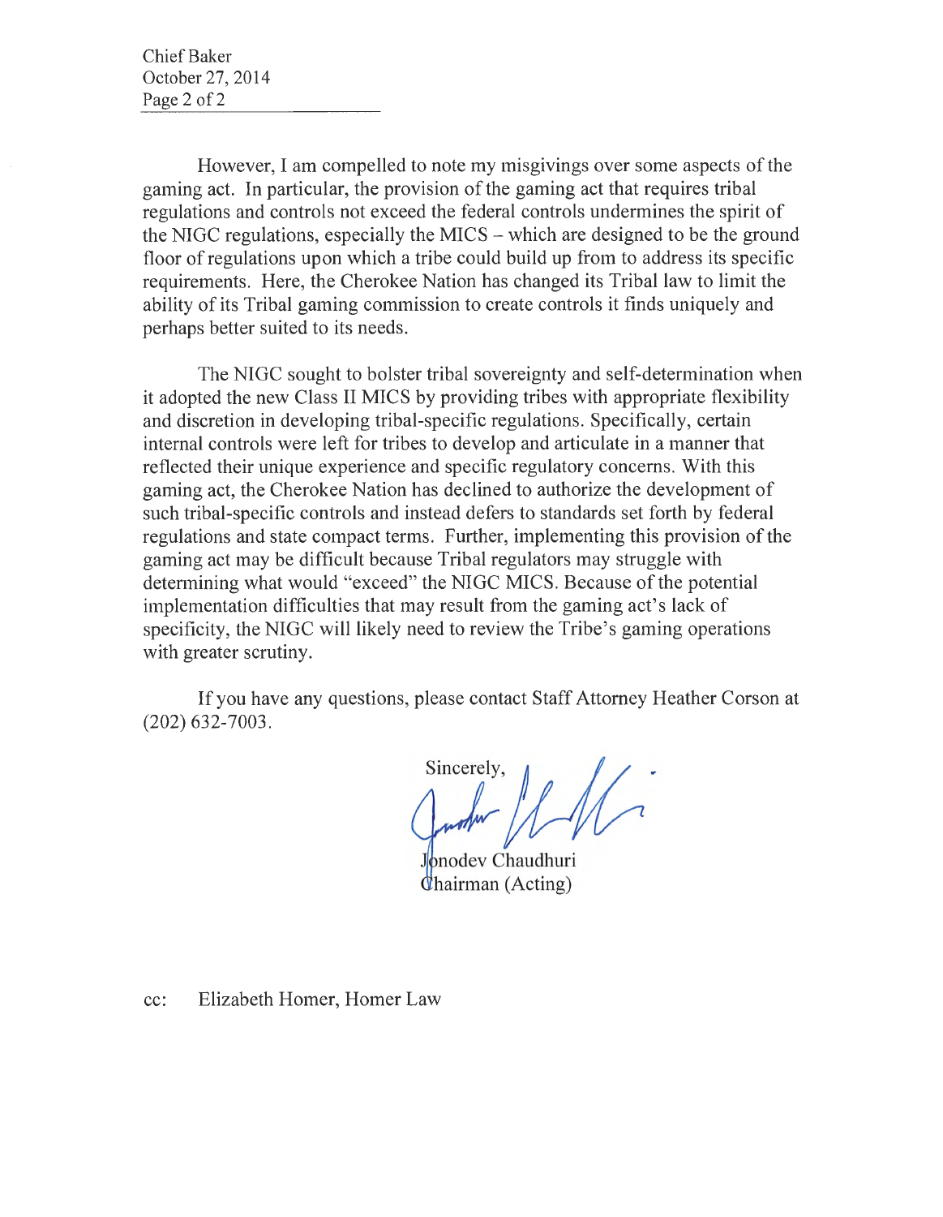However, I am compelled to note my misgivings over some aspects of the gaming act. In particular, the provision of the gaming act that requires tribal regulations and controls not exceed the federal controls undermines the spirit of the NIGC regulations, especially the MICS – which are designed to be the ground floor of regulations upon which a tribe could build up from to address its specific requirements. Here, the Cherokee Nation has changed its Tribal law to limit the ability of its Tribal gaming commission to create controls it finds uniquely and perhaps better suited to its needs.

The NIGC sought to bolster tribal sovereignty and self-determination when it adopted the new Class II MICS by providing tribes with appropriate flexibility and discretion in developing tribal-specific regulations. Specifically, certain internal controls were left for tribes to develop and articulate in a manner that reflected their unique experience and specific regulatory concerns. With this gaming act, the Cherokee Nation has declined to authorize the development of such tribal-specific controls and instead defers to standards set forth by federal regulations and state compact terms. Further, implementing this provision of the gaming act may be difficult because Tribal regulators may struggle with determining what would "exceed" the NIGC MICS. Because of the potential implementation difficulties that may result from the gaming act's lack of specificity, the NIGC will likely need to review the Tribe's gaming operations with greater scrutiny.

If you have any questions, please contact Staff Attorney Heather Corson at (202) 632-7003.

Sincerely,

Jonodev Chaudhuri
Chairman (Acting)

cc: Elizabeth Homer, Homer Law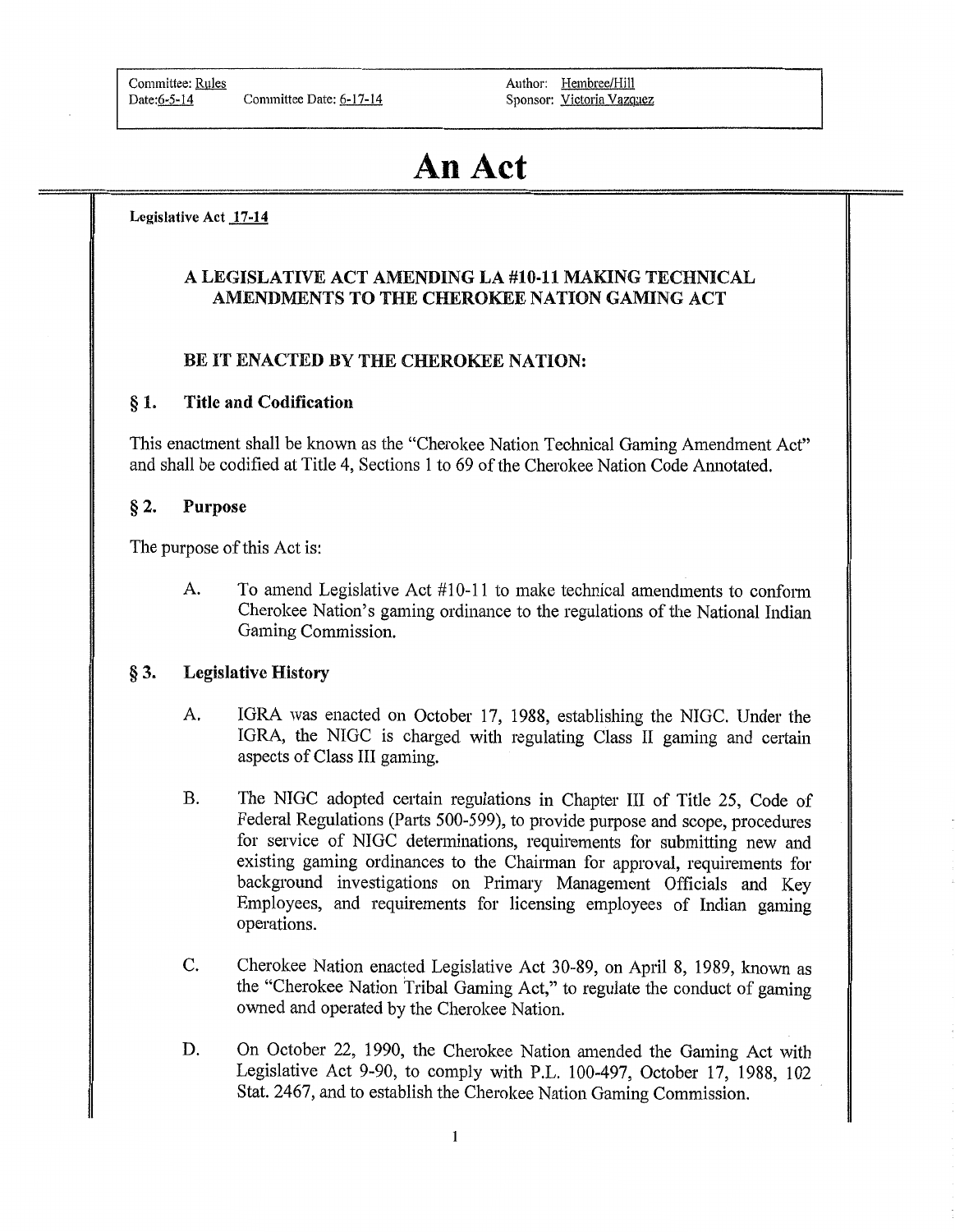Committee: Rules
Date: 6-5-14 Committee Date: 6-17-14

Author: Hembree/Hill
Sponsor: Victoria Vazquez

# An Act

**Legislative Act 17-14**

### A LEGISLATIVE ACT AMENDING LA #10-11 MAKING TECHNICAL AMENDMENTS TO THE CHEROKEE NATION GAMING ACT

**BE IT ENACTED BY THE CHEROKEE NATION:**

## § 1. Title and Codification

This enactment shall be known as the "Cherokee Nation Technical Gaming Amendment Act" and shall be codified at Title 4, Sections 1 to 69 of the Cherokee Nation Code Annotated.

## § 2. Purpose

The purpose of this Act is:

A. To amend Legislative Act #10-11 to make technical amendments to conform Cherokee Nation's gaming ordinance to the regulations of the National Indian Gaming Commission.

## § 3. Legislative History

A. IGRA was enacted on October 17, 1988, establishing the NIGC. Under the IGRA, the NIGC is charged with regulating Class II gaming and certain aspects of Class III gaming.

B. The NIGC adopted certain regulations in Chapter III of Title 25, Code of Federal Regulations (Parts 500-599), to provide purpose and scope, procedures for service of NIGC determinations, requirements for submitting new and existing gaming ordinances to the Chairman for approval, requirements for background investigations on Primary Management Officials and Key Employees, and requirements for licensing employees of Indian gaming operations.

C. Cherokee Nation enacted Legislative Act 30-89, on April 8, 1989, known as the "Cherokee Nation Tribal Gaming Act," to regulate the conduct of gaming owned and operated by the Cherokee Nation.

D. On October 22, 1990, the Cherokee Nation amended the Gaming Act with Legislative Act 9-90, to comply with P.L. 100-497, October 17, 1988, 102 Stat. 2467, and to establish the Cherokee Nation Gaming Commission.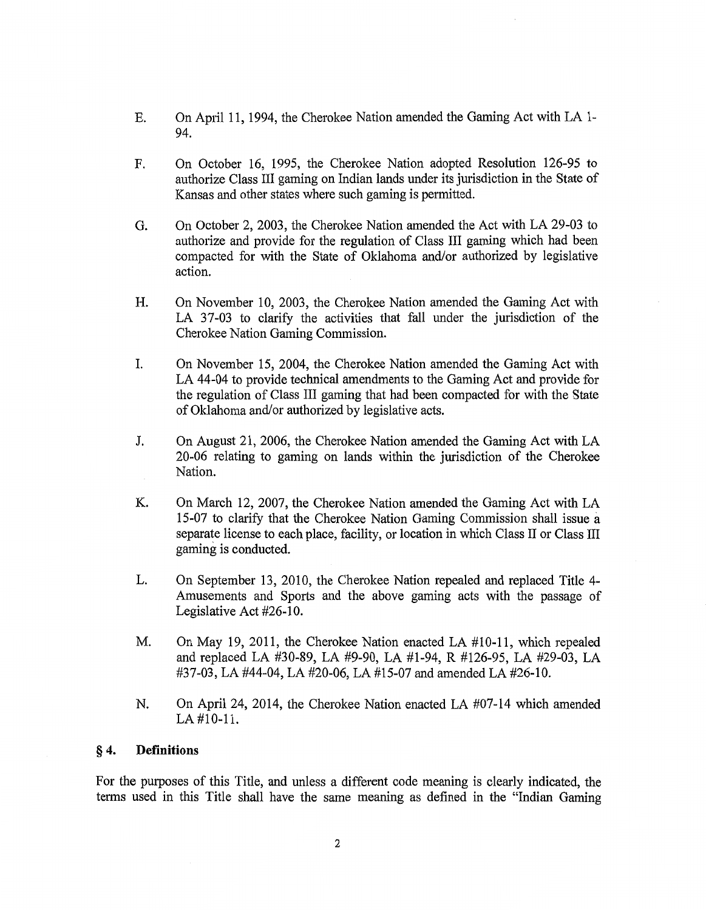E. On April 11, 1994, the Cherokee Nation amended the Gaming Act with LA 1-94.

F. On October 16, 1995, the Cherokee Nation adopted Resolution 126-95 to authorize Class III gaming on Indian lands under its jurisdiction in the State of Kansas and other states where such gaming is permitted.

G. On October 2, 2003, the Cherokee Nation amended the Act with LA 29-03 to authorize and provide for the regulation of Class III gaming which had been compacted for with the State of Oklahoma and/or authorized by legislative action.

H. On November 10, 2003, the Cherokee Nation amended the Gaming Act with LA 37-03 to clarify the activities that fall under the jurisdiction of the Cherokee Nation Gaming Commission.

I. On November 15, 2004, the Cherokee Nation amended the Gaming Act with LA 44-04 to provide technical amendments to the Gaming Act and provide for the regulation of Class III gaming that had been compacted for with the State of Oklahoma and/or authorized by legislative acts.

J. On August 21, 2006, the Cherokee Nation amended the Gaming Act with LA 20-06 relating to gaming on lands within the jurisdiction of the Cherokee Nation.

K. On March 12, 2007, the Cherokee Nation amended the Gaming Act with LA 15-07 to clarify that the Cherokee Nation Gaming Commission shall issue a separate license to each place, facility, or location in which Class II or Class III gaming is conducted.

L. On September 13, 2010, the Cherokee Nation repealed and replaced Title 4-Amusements and Sports and the above gaming acts with the passage of Legislative Act #26-10.

M. On May 19, 2011, the Cherokee Nation enacted LA #10-11, which repealed and replaced LA #30-89, LA #9-90, LA #1-94, R #126-95, LA #29-03, LA #37-03, LA #44-04, LA #20-06, LA #15-07 and amended LA #26-10.

N. On April 24, 2014, the Cherokee Nation enacted LA #07-14 which amended LA #10-11.

## § 4. Definitions

For the purposes of this Title, and unless a different code meaning is clearly indicated, the terms used in this Title shall have the same meaning as defined in the "Indian Gaming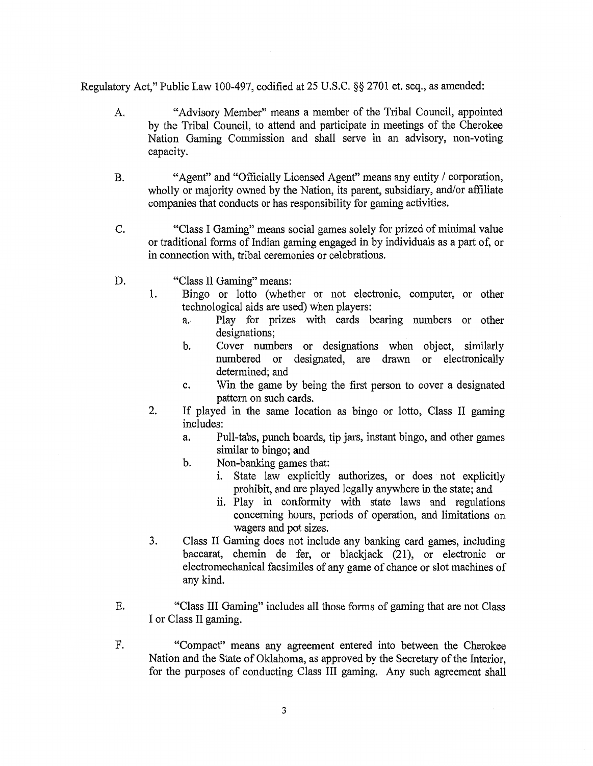Regulatory Act," Public Law 100-497, codified at 25 U.S.C. §§ 2701 et. seq., as amended:

A. "Advisory Member" means a member of the Tribal Council, appointed by the Tribal Council, to attend and participate in meetings of the Cherokee Nation Gaming Commission and shall serve in an advisory, non-voting capacity.

B. "Agent" and "Officially Licensed Agent" means any entity / corporation, wholly or majority owned by the Nation, its parent, subsidiary, and/or affiliate companies that conducts or has responsibility for gaming activities.

C. "Class I Gaming" means social games solely for prized of minimal value or traditional forms of Indian gaming engaged in by individuals as a part of, or in connection with, tribal ceremonies or celebrations.

D. "Class II Gaming" means:

1. Bingo or lotto (whether or not electronic, computer, or other technological aids are used) when players:
   a. Play for prizes with cards bearing numbers or other designations;
   b. Cover numbers or designations when object, similarly numbered or designated, are drawn or electronically determined; and
   c. Win the game by being the first person to cover a designated pattern on such cards.
2. If played in the same location as bingo or lotto, Class II gaming includes:
   a. Pull-tabs, punch boards, tip jars, instant bingo, and other games similar to bingo; and
   b. Non-banking games that:
      i. State law explicitly authorizes, or does not explicitly prohibit, and are played legally anywhere in the state; and
      ii. Play in conformity with state laws and regulations concerning hours, periods of operation, and limitations on wagers and pot sizes.
3. Class II Gaming does not include any banking card games, including baccarat, chemin de fer, or blackjack (21), or electronic or electromechanical facsimiles of any game of chance or slot machines of any kind.

E. "Class III Gaming" includes all those forms of gaming that are not Class I or Class II gaming.

F. "Compact" means any agreement entered into between the Cherokee Nation and the State of Oklahoma, as approved by the Secretary of the Interior, for the purposes of conducting Class III gaming. Any such agreement shall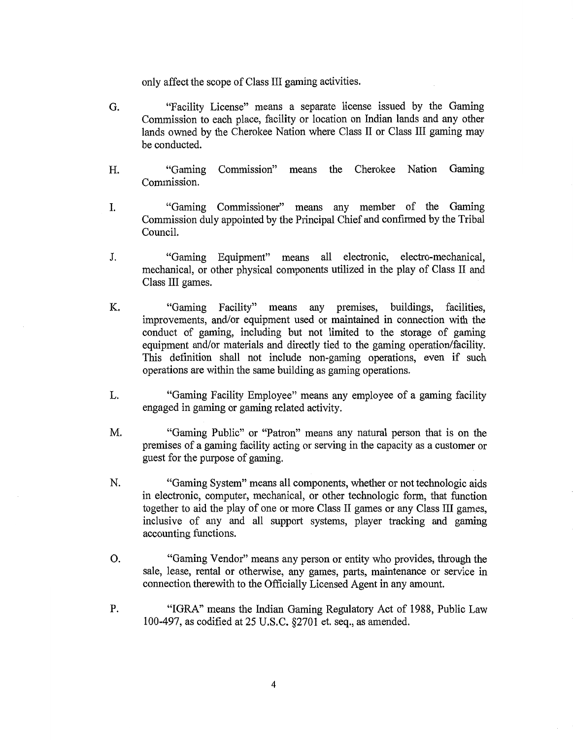only affect the scope of Class III gaming activities.

G. "Facility License" means a separate license issued by the Gaming Commission to each place, facility or location on Indian lands and any other lands owned by the Cherokee Nation where Class II or Class III gaming may be conducted.

H. "Gaming Commission" means the Cherokee Nation Gaming Commission.

I. "Gaming Commissioner" means any member of the Gaming Commission duly appointed by the Principal Chief and confirmed by the Tribal Council.

J. "Gaming Equipment" means all electronic, electro-mechanical, mechanical, or other physical components utilized in the play of Class II and Class III games.

K. "Gaming Facility" means any premises, buildings, facilities, improvements, and/or equipment used or maintained in connection with the conduct of gaming, including but not limited to the storage of gaming equipment and/or materials and directly tied to the gaming operation/facility. This definition shall not include non-gaming operations, even if such operations are within the same building as gaming operations.

L. "Gaming Facility Employee" means any employee of a gaming facility engaged in gaming or gaming related activity.

M. "Gaming Public" or "Patron" means any natural person that is on the premises of a gaming facility acting or serving in the capacity as a customer or guest for the purpose of gaming.

N. "Gaming System" means all components, whether or not technologic aids in electronic, computer, mechanical, or other technologic form, that function together to aid the play of one or more Class II games or any Class III games, inclusive of any and all support systems, player tracking and gaming accounting functions.

O. "Gaming Vendor" means any person or entity who provides, through the sale, lease, rental or otherwise, any games, parts, maintenance or service in connection therewith to the Officially Licensed Agent in any amount.

P. "IGRA" means the Indian Gaming Regulatory Act of 1988, Public Law 100-497, as codified at 25 U.S.C. §2701 et. seq., as amended.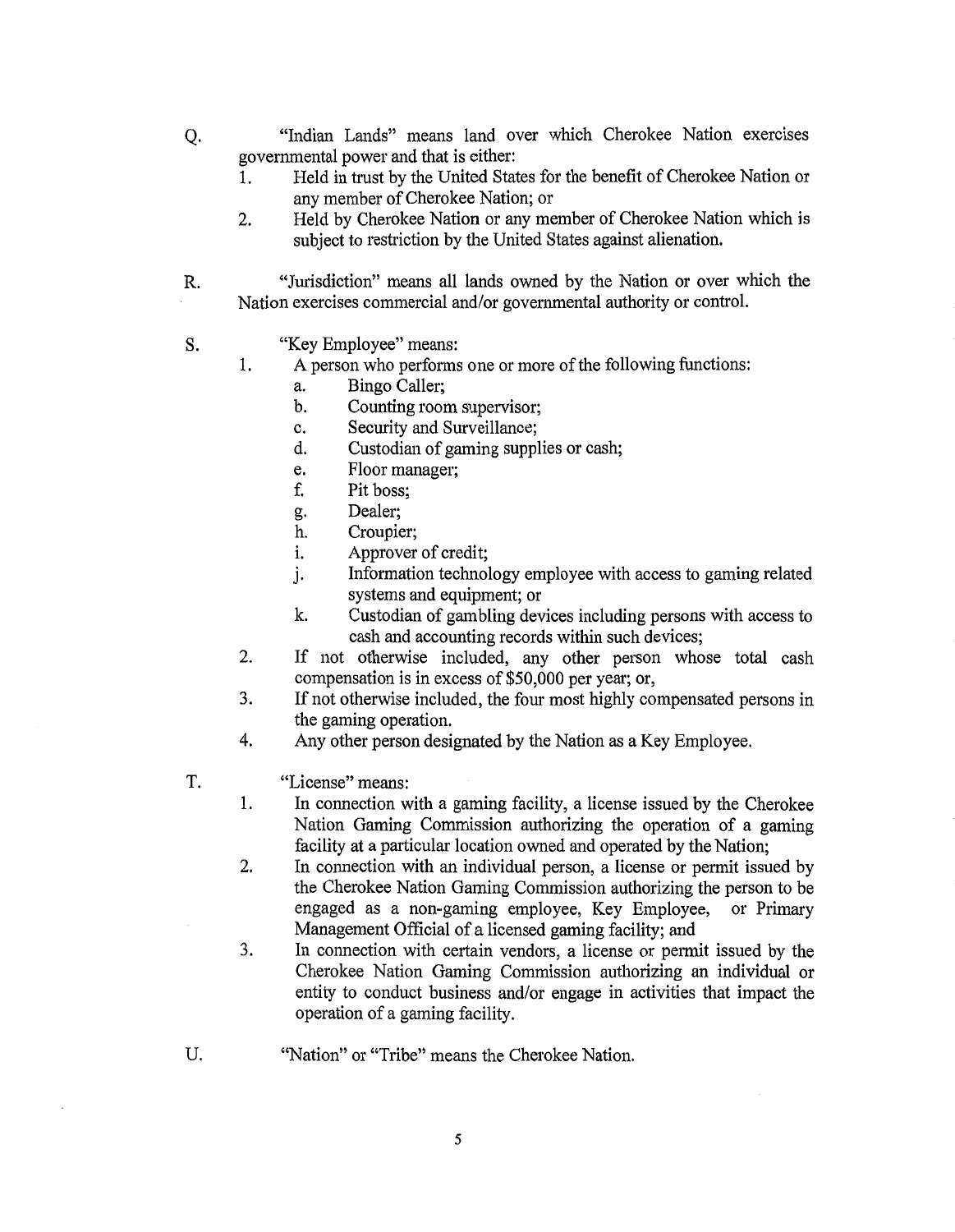Q. "Indian Lands" means land over which Cherokee Nation exercises governmental power and that is either:

1. Held in trust by the United States for the benefit of Cherokee Nation or any member of Cherokee Nation; or
2. Held by Cherokee Nation or any member of Cherokee Nation which is subject to restriction by the United States against alienation.

R. "Jurisdiction" means all lands owned by the Nation or over which the Nation exercises commercial and/or governmental authority or control.

S. "Key Employee" means:

1. A person who performs one or more of the following functions:
   a. Bingo Caller;
   b. Counting room supervisor;
   c. Security and Surveillance;
   d. Custodian of gaming supplies or cash;
   e. Floor manager;
   f. Pit boss;
   g. Dealer;
   h. Croupier;
   i. Approver of credit;
   j. Information technology employee with access to gaming related systems and equipment; or
   k. Custodian of gambling devices including persons with access to cash and accounting records within such devices;
2. If not otherwise included, any other person whose total cash compensation is in excess of $50,000 per year; or,
3. If not otherwise included, the four most highly compensated persons in the gaming operation.
4. Any other person designated by the Nation as a Key Employee.

T. "License" means:

1. In connection with a gaming facility, a license issued by the Cherokee Nation Gaming Commission authorizing the operation of a gaming facility at a particular location owned and operated by the Nation;
2. In connection with an individual person, a license or permit issued by the Cherokee Nation Gaming Commission authorizing the person to be engaged as a non-gaming employee, Key Employee, or Primary Management Official of a licensed gaming facility; and
3. In connection with certain vendors, a license or permit issued by the Cherokee Nation Gaming Commission authorizing an individual or entity to conduct business and/or engage in activities that impact the operation of a gaming facility.

U. "Nation" or "Tribe" means the Cherokee Nation.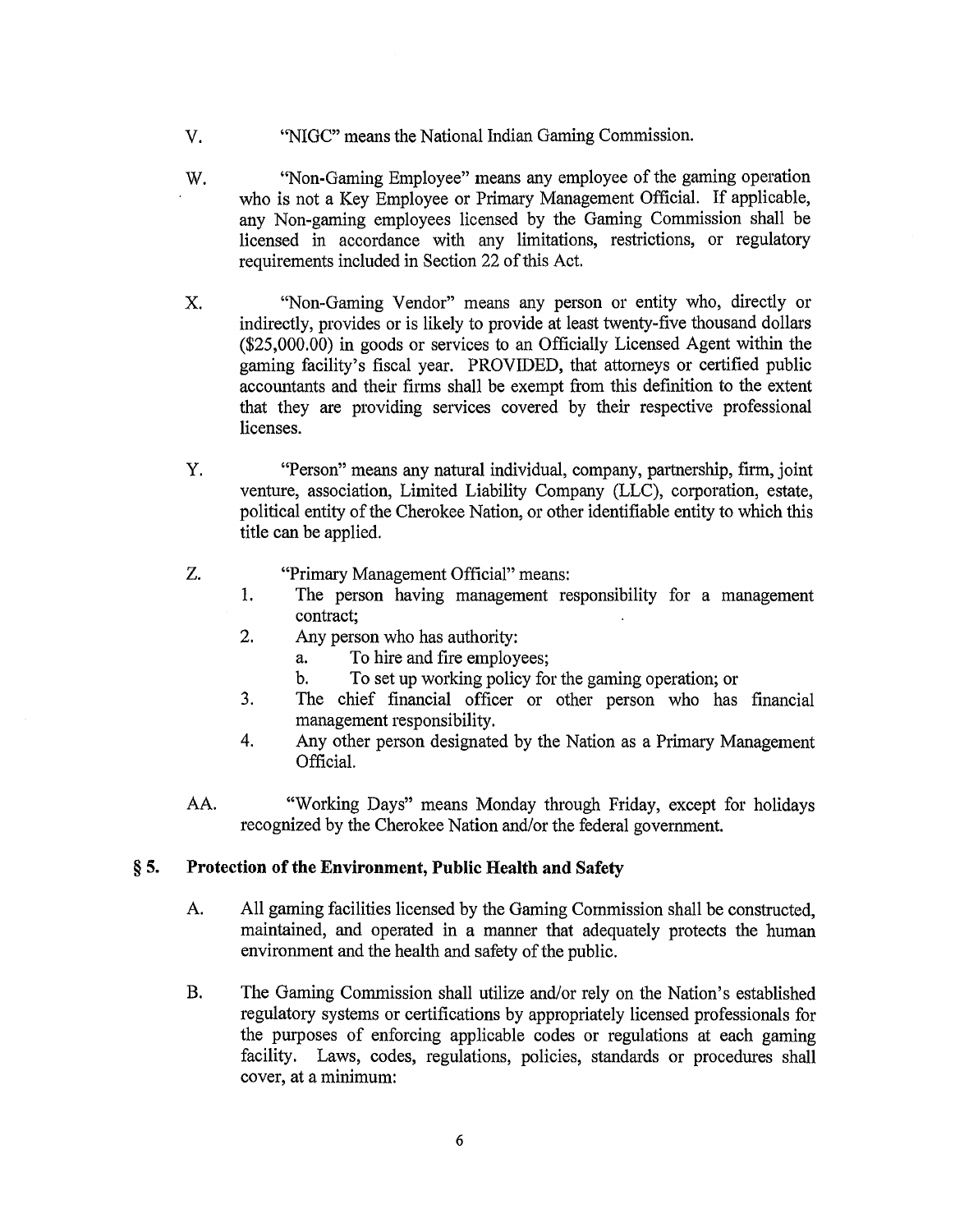V. "NIGC" means the National Indian Gaming Commission.

W. "Non-Gaming Employee" means any employee of the gaming operation who is not a Key Employee or Primary Management Official. If applicable, any Non-gaming employees licensed by the Gaming Commission shall be licensed in accordance with any limitations, restrictions, or regulatory requirements included in Section 22 of this Act.

X. "Non-Gaming Vendor" means any person or entity who, directly or indirectly, provides or is likely to provide at least twenty-five thousand dollars ($25,000.00) in goods or services to an Officially Licensed Agent within the gaming facility's fiscal year. PROVIDED, that attorneys or certified public accountants and their firms shall be exempt from this definition to the extent that they are providing services covered by their respective professional licenses.

Y. "Person" means any natural individual, company, partnership, firm, joint venture, association, Limited Liability Company (LLC), corporation, estate, political entity of the Cherokee Nation, or other identifiable entity to which this title can be applied.

Z. "Primary Management Official" means:

1. The person having management responsibility for a management contract;
2. Any person who has authority:
   a. To hire and fire employees;
   b. To set up working policy for the gaming operation; or
3. The chief financial officer or other person who has financial management responsibility.
4. Any other person designated by the Nation as a Primary Management Official.

AA. "Working Days" means Monday through Friday, except for holidays recognized by the Cherokee Nation and/or the federal government.

## § 5. Protection of the Environment, Public Health and Safety

A. All gaming facilities licensed by the Gaming Commission shall be constructed, maintained, and operated in a manner that adequately protects the human environment and the health and safety of the public.

B. The Gaming Commission shall utilize and/or rely on the Nation's established regulatory systems or certifications by appropriately licensed professionals for the purposes of enforcing applicable codes or regulations at each gaming facility. Laws, codes, regulations, policies, standards or procedures shall cover, at a minimum: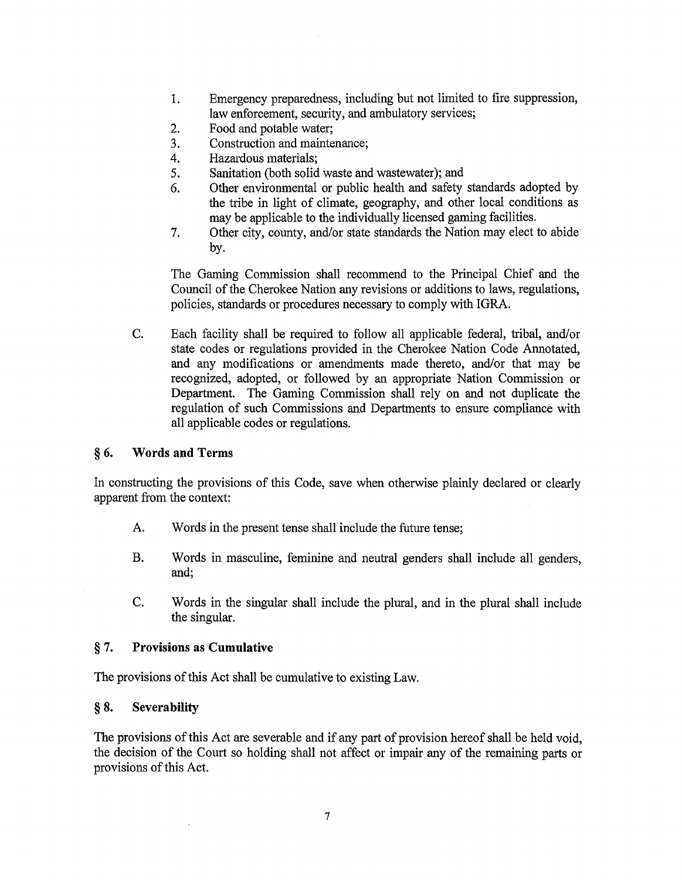1. Emergency preparedness, including but not limited to fire suppression, law enforcement, security, and ambulatory services;
2. Food and potable water;
3. Construction and maintenance;
4. Hazardous materials;
5. Sanitation (both solid waste and wastewater); and
6. Other environmental or public health and safety standards adopted by the tribe in light of climate, geography, and other local conditions as may be applicable to the individually licensed gaming facilities.
7. Other city, county, and/or state standards the Nation may elect to abide by.

The Gaming Commission shall recommend to the Principal Chief and the Council of the Cherokee Nation any revisions or additions to laws, regulations, policies, standards or procedures necessary to comply with IGRA.

C. Each facility shall be required to follow all applicable federal, tribal, and/or state codes or regulations provided in the Cherokee Nation Code Annotated, and any modifications or amendments made thereto, and/or that may be recognized, adopted, or followed by an appropriate Nation Commission or Department. The Gaming Commission shall rely on and not duplicate the regulation of such Commissions and Departments to ensure compliance with all applicable codes or regulations.

## § 6. Words and Terms

In constructing the provisions of this Code, save when otherwise plainly declared or clearly apparent from the context:

A. Words in the present tense shall include the future tense;

B. Words in masculine, feminine and neutral genders shall include all genders, and;

C. Words in the singular shall include the plural, and in the plural shall include the singular.

## § 7. Provisions as Cumulative

The provisions of this Act shall be cumulative to existing Law.

## § 8. Severability

The provisions of this Act are severable and if any part of provision hereof shall be held void, the decision of the Court so holding shall not affect or impair any of the remaining parts or provisions of this Act.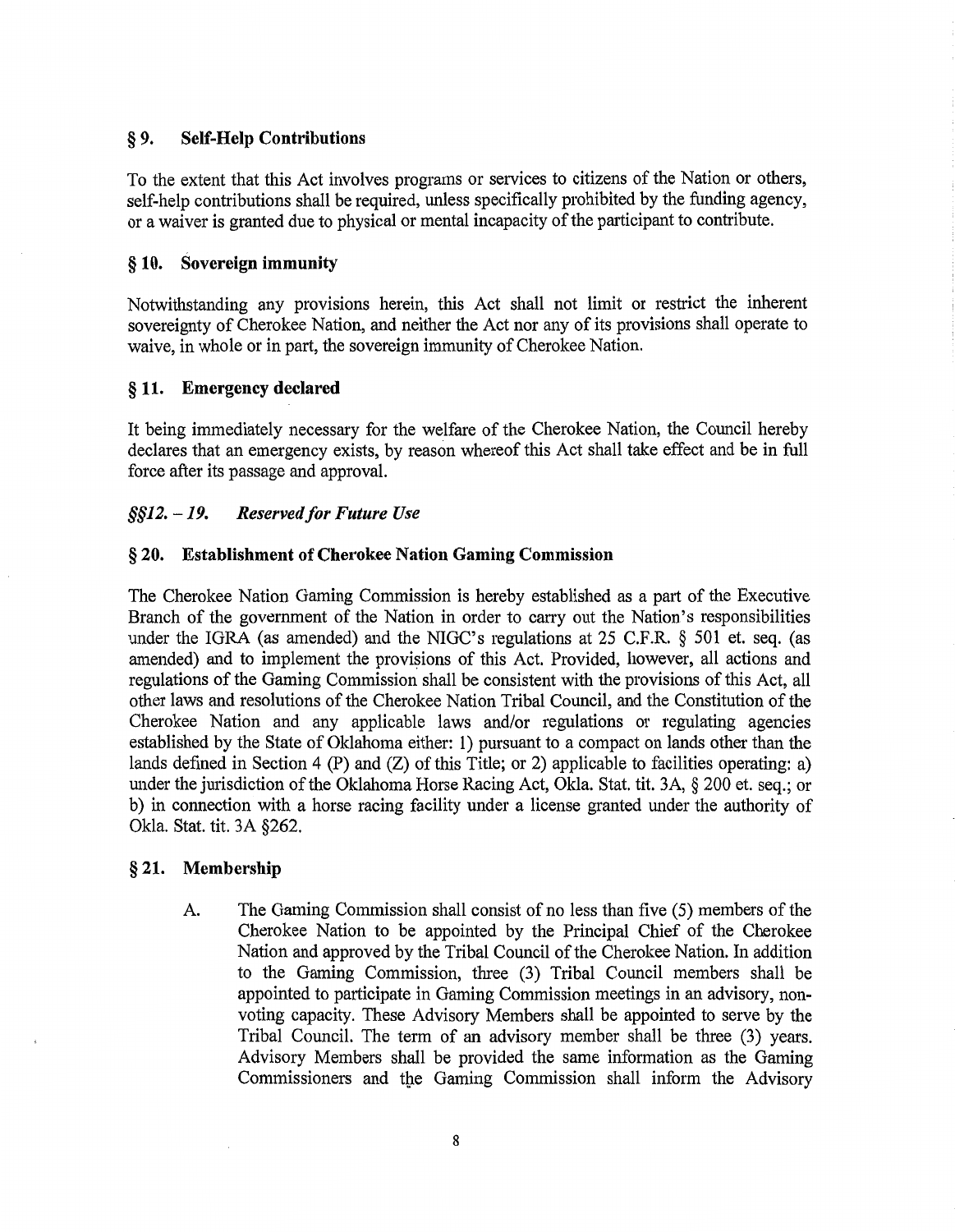## § 9. Self-Help Contributions

To the extent that this Act involves programs or services to citizens of the Nation or others, self-help contributions shall be required, unless specifically prohibited by the funding agency, or a waiver is granted due to physical or mental incapacity of the participant to contribute.

## § 10. Sovereign immunity

Notwithstanding any provisions herein, this Act shall not limit or restrict the inherent sovereignty of Cherokee Nation, and neither the Act nor any of its provisions shall operate to waive, in whole or in part, the sovereign immunity of Cherokee Nation.

## § 11. Emergency declared

It being immediately necessary for the welfare of the Cherokee Nation, the Council hereby declares that an emergency exists, by reason whereof this Act shall take effect and be in full force after its passage and approval.

## *§§12. – 19. Reserved for Future Use*

## § 20. Establishment of Cherokee Nation Gaming Commission

The Cherokee Nation Gaming Commission is hereby established as a part of the Executive Branch of the government of the Nation in order to carry out the Nation's responsibilities under the IGRA (as amended) and the NIGC's regulations at 25 C.F.R. § 501 et. seq. (as amended) and to implement the provisions of this Act. Provided, however, all actions and regulations of the Gaming Commission shall be consistent with the provisions of this Act, all other laws and resolutions of the Cherokee Nation Tribal Council, and the Constitution of the Cherokee Nation and any applicable laws and/or regulations or regulating agencies established by the State of Oklahoma either: 1) pursuant to a compact on lands other than the lands defined in Section 4 (P) and (Z) of this Title; or 2) applicable to facilities operating: a) under the jurisdiction of the Oklahoma Horse Racing Act, Okla. Stat. tit. 3A, § 200 et. seq.; or b) in connection with a horse racing facility under a license granted under the authority of Okla. Stat. tit. 3A §262.

## § 21. Membership

A. The Gaming Commission shall consist of no less than five (5) members of the Cherokee Nation to be appointed by the Principal Chief of the Cherokee Nation and approved by the Tribal Council of the Cherokee Nation. In addition to the Gaming Commission, three (3) Tribal Council members shall be appointed to participate in Gaming Commission meetings in an advisory, non-voting capacity. These Advisory Members shall be appointed to serve by the Tribal Council. The term of an advisory member shall be three (3) years. Advisory Members shall be provided the same information as the Gaming Commissioners and the Gaming Commission shall inform the Advisory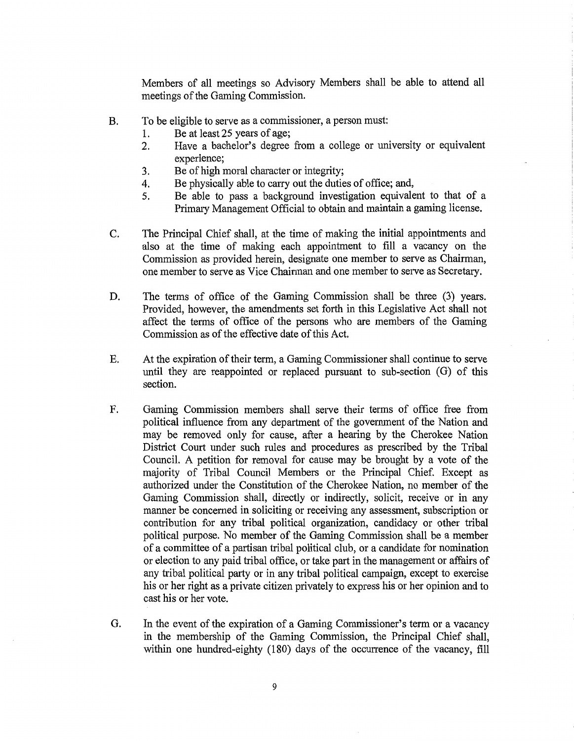Members of all meetings so Advisory Members shall be able to attend all meetings of the Gaming Commission.

B. To be eligible to serve as a commissioner, a person must:

1. Be at least 25 years of age;
2. Have a bachelor's degree from a college or university or equivalent experience;
3. Be of high moral character or integrity;
4. Be physically able to carry out the duties of office; and,
5. Be able to pass a background investigation equivalent to that of a Primary Management Official to obtain and maintain a gaming license.

C. The Principal Chief shall, at the time of making the initial appointments and also at the time of making each appointment to fill a vacancy on the Commission as provided herein, designate one member to serve as Chairman, one member to serve as Vice Chairman and one member to serve as Secretary.

D. The terms of office of the Gaming Commission shall be three (3) years. Provided, however, the amendments set forth in this Legislative Act shall not affect the terms of office of the persons who are members of the Gaming Commission as of the effective date of this Act.

E. At the expiration of their term, a Gaming Commissioner shall continue to serve until they are reappointed or replaced pursuant to sub-section (G) of this section.

F. Gaming Commission members shall serve their terms of office free from political influence from any department of the government of the Nation and may be removed only for cause, after a hearing by the Cherokee Nation District Court under such rules and procedures as prescribed by the Tribal Council. A petition for removal for cause may be brought by a vote of the majority of Tribal Council Members or the Principal Chief. Except as authorized under the Constitution of the Cherokee Nation, no member of the Gaming Commission shall, directly or indirectly, solicit, receive or in any manner be concerned in soliciting or receiving any assessment, subscription or contribution for any tribal political organization, candidacy or other tribal political purpose. No member of the Gaming Commission shall be a member of a committee of a partisan tribal political club, or a candidate for nomination or election to any paid tribal office, or take part in the management or affairs of any tribal political party or in any tribal political campaign, except to exercise his or her right as a private citizen privately to express his or her opinion and to cast his or her vote.

G. In the event of the expiration of a Gaming Commissioner's term or a vacancy in the membership of the Gaming Commission, the Principal Chief shall, within one hundred-eighty (180) days of the occurrence of the vacancy, fill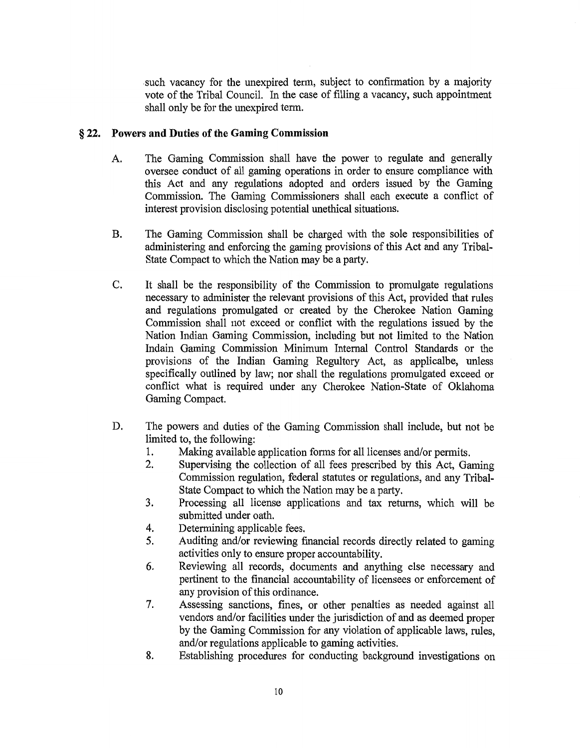such vacancy for the unexpired term, subject to confirmation by a majority vote of the Tribal Council. In the case of filling a vacancy, such appointment shall only be for the unexpired term.

## § 22. Powers and Duties of the Gaming Commission

A. The Gaming Commission shall have the power to regulate and generally oversee conduct of all gaming operations in order to ensure compliance with this Act and any regulations adopted and orders issued by the Gaming Commission. The Gaming Commissioners shall each execute a conflict of interest provision disclosing potential unethical situations.

B. The Gaming Commission shall be charged with the sole responsibilities of administering and enforcing the gaming provisions of this Act and any Tribal-State Compact to which the Nation may be a party.

C. It shall be the responsibility of the Commission to promulgate regulations necessary to administer the relevant provisions of this Act, provided that rules and regulations promulgated or created by the Cherokee Nation Gaming Commission shall not exceed or conflict with the regulations issued by the Nation Indian Gaming Commission, including but not limited to the Nation Indain Gaming Commission Minimum Internal Control Standards or the provisions of the Indian Gaming Regultory Act, as applicalbe, unless specifically outlined by law; nor shall the regulations promulgated exceed or conflict what is required under any Cherokee Nation-State of Oklahoma Gaming Compact.

D. The powers and duties of the Gaming Commission shall include, but not be limited to, the following:

1. Making available application forms for all licenses and/or permits.
2. Supervising the collection of all fees prescribed by this Act, Gaming Commission regulation, federal statutes or regulations, and any Tribal-State Compact to which the Nation may be a party.
3. Processing all license applications and tax returns, which will be submitted under oath.
4. Determining applicable fees.
5. Auditing and/or reviewing financial records directly related to gaming activities only to ensure proper accountability.
6. Reviewing all records, documents and anything else necessary and pertinent to the financial accountability of licensees or enforcement of any provision of this ordinance.
7. Assessing sanctions, fines, or other penalties as needed against all vendors and/or facilities under the jurisdiction of and as deemed proper by the Gaming Commission for any violation of applicable laws, rules, and/or regulations applicable to gaming activities.
8. Establishing procedures for conducting background investigations on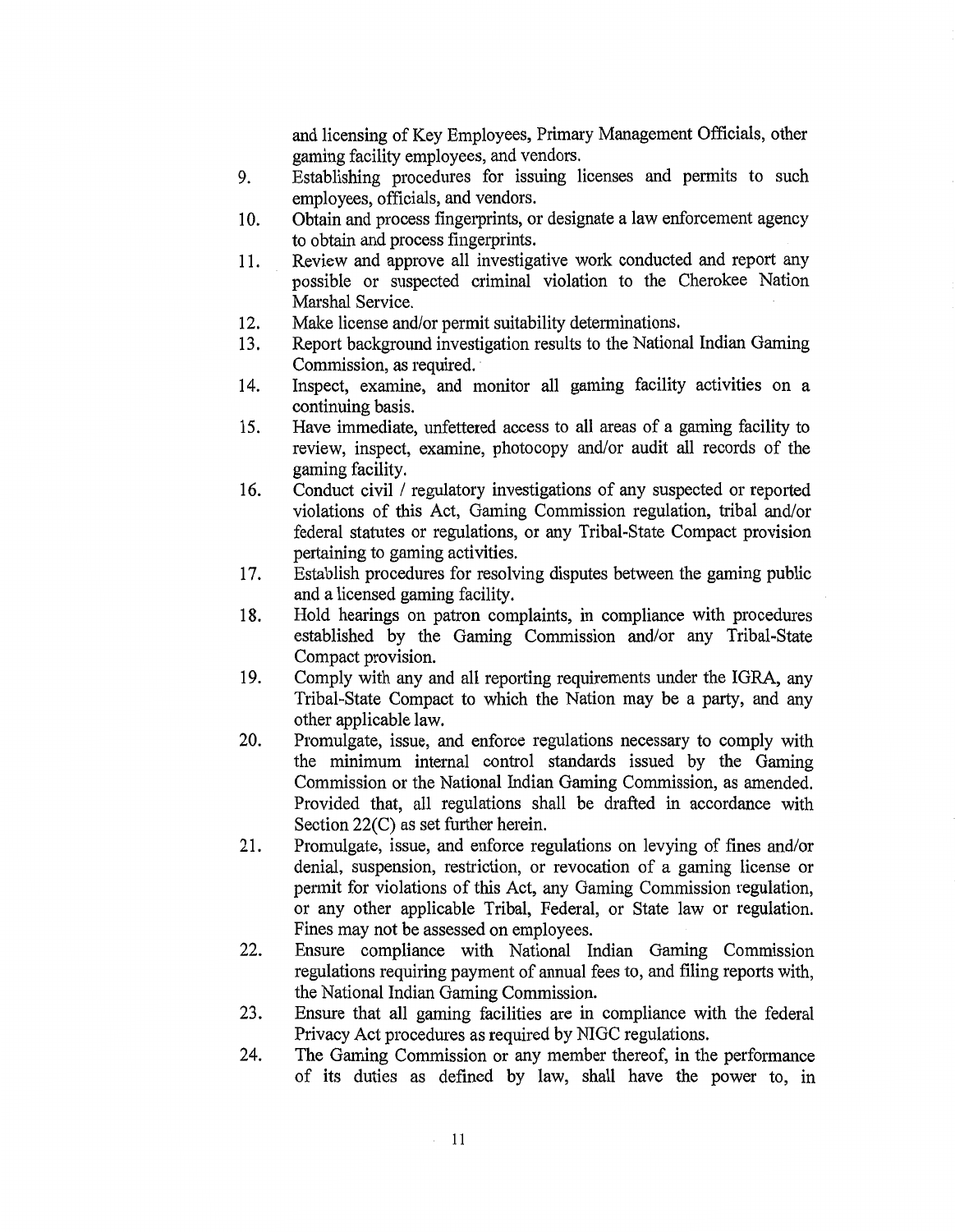and licensing of Key Employees, Primary Management Officials, other gaming facility employees, and vendors.

9. Establishing procedures for issuing licenses and permits to such employees, officials, and vendors.
10. Obtain and process fingerprints, or designate a law enforcement agency to obtain and process fingerprints.
11. Review and approve all investigative work conducted and report any possible or suspected criminal violation to the Cherokee Nation Marshal Service.
12. Make license and/or permit suitability determinations.
13. Report background investigation results to the National Indian Gaming Commission, as required.
14. Inspect, examine, and monitor all gaming facility activities on a continuing basis.
15. Have immediate, unfettered access to all areas of a gaming facility to review, inspect, examine, photocopy and/or audit all records of the gaming facility.
16. Conduct civil / regulatory investigations of any suspected or reported violations of this Act, Gaming Commission regulation, tribal and/or federal statutes or regulations, or any Tribal-State Compact provision pertaining to gaming activities.
17. Establish procedures for resolving disputes between the gaming public and a licensed gaming facility.
18. Hold hearings on patron complaints, in compliance with procedures established by the Gaming Commission and/or any Tribal-State Compact provision.
19. Comply with any and all reporting requirements under the IGRA, any Tribal-State Compact to which the Nation may be a party, and any other applicable law.
20. Promulgate, issue, and enforce regulations necessary to comply with the minimum internal control standards issued by the Gaming Commission or the National Indian Gaming Commission, as amended. Provided that, all regulations shall be drafted in accordance with Section 22(C) as set further herein.
21. Promulgate, issue, and enforce regulations on levying of fines and/or denial, suspension, restriction, or revocation of a gaming license or permit for violations of this Act, any Gaming Commission regulation, or any other applicable Tribal, Federal, or State law or regulation. Fines may not be assessed on employees.
22. Ensure compliance with National Indian Gaming Commission regulations requiring payment of annual fees to, and filing reports with, the National Indian Gaming Commission.
23. Ensure that all gaming facilities are in compliance with the federal Privacy Act procedures as required by NIGC regulations.
24. The Gaming Commission or any member thereof, in the performance of its duties as defined by law, shall have the power to, in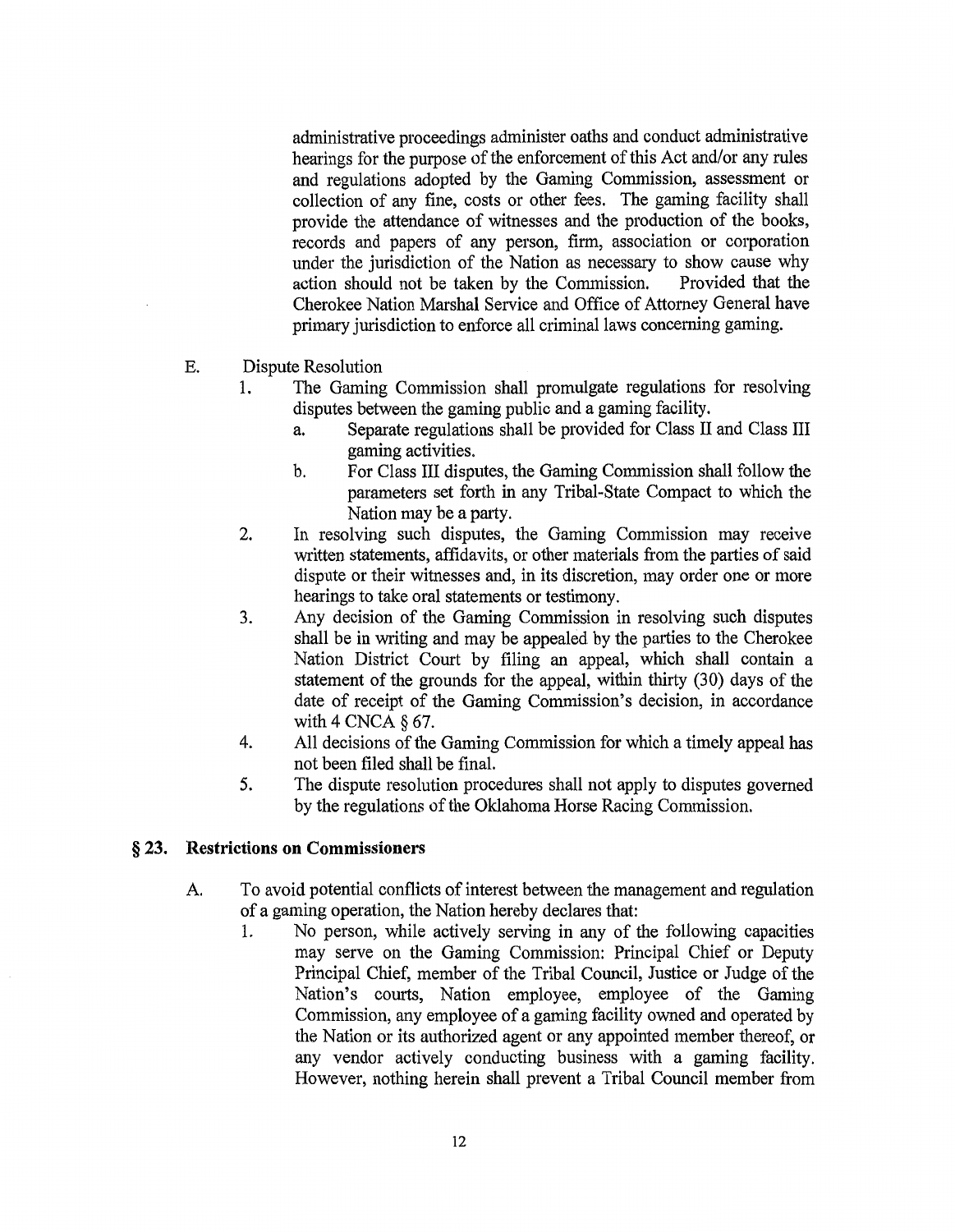administrative proceedings administer oaths and conduct administrative hearings for the purpose of the enforcement of this Act and/or any rules and regulations adopted by the Gaming Commission, assessment or collection of any fine, costs or other fees. The gaming facility shall provide the attendance of witnesses and the production of the books, records and papers of any person, firm, association or corporation under the jurisdiction of the Nation as necessary to show cause why action should not be taken by the Commission. Provided that the Cherokee Nation Marshal Service and Office of Attorney General have primary jurisdiction to enforce all criminal laws concerning gaming.

E. Dispute Resolution

1. The Gaming Commission shall promulgate regulations for resolving disputes between the gaming public and a gaming facility.
   a. Separate regulations shall be provided for Class II and Class III gaming activities.
   b. For Class III disputes, the Gaming Commission shall follow the parameters set forth in any Tribal-State Compact to which the Nation may be a party.
2. In resolving such disputes, the Gaming Commission may receive written statements, affidavits, or other materials from the parties of said dispute or their witnesses and, in its discretion, may order one or more hearings to take oral statements or testimony.
3. Any decision of the Gaming Commission in resolving such disputes shall be in writing and may be appealed by the parties to the Cherokee Nation District Court by filing an appeal, which shall contain a statement of the grounds for the appeal, within thirty (30) days of the date of receipt of the Gaming Commission's decision, in accordance with 4 CNCA § 67.
4. All decisions of the Gaming Commission for which a timely appeal has not been filed shall be final.
5. The dispute resolution procedures shall not apply to disputes governed by the regulations of the Oklahoma Horse Racing Commission.

## § 23. Restrictions on Commissioners

A. To avoid potential conflicts of interest between the management and regulation of a gaming operation, the Nation hereby declares that:

1. No person, while actively serving in any of the following capacities may serve on the Gaming Commission: Principal Chief or Deputy Principal Chief, member of the Tribal Council, Justice or Judge of the Nation's courts, Nation employee, employee of the Gaming Commission, any employee of a gaming facility owned and operated by the Nation or its authorized agent or any appointed member thereof, or any vendor actively conducting business with a gaming facility. However, nothing herein shall prevent a Tribal Council member from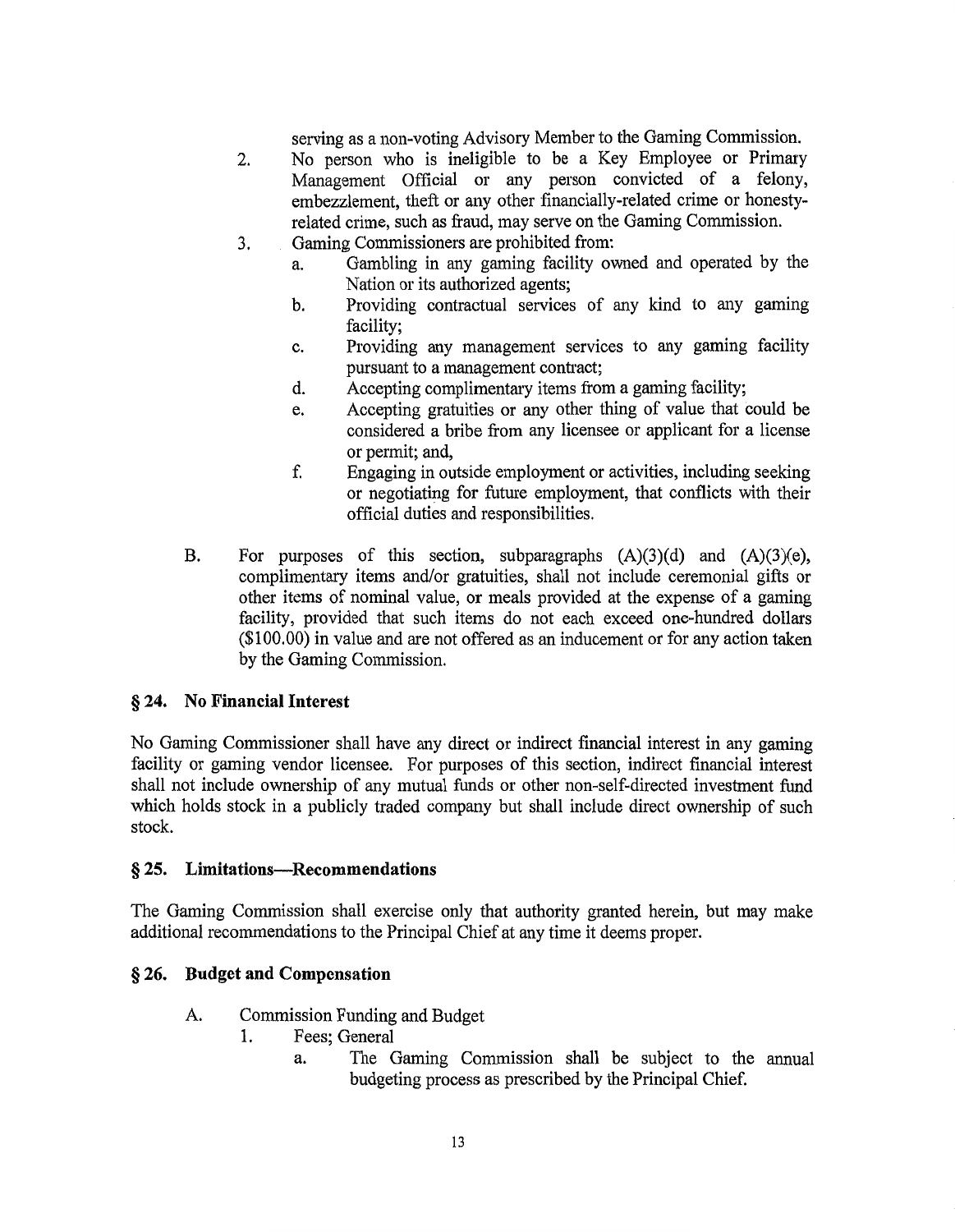serving as a non-voting Advisory Member to the Gaming Commission.

2. No person who is ineligible to be a Key Employee or Primary Management Official or any person convicted of a felony, embezzlement, theft or any other financially-related crime or honesty-related crime, such as fraud, may serve on the Gaming Commission.

3. Gaming Commissioners are prohibited from:
   a. Gambling in any gaming facility owned and operated by the Nation or its authorized agents;
   b. Providing contractual services of any kind to any gaming facility;
   c. Providing any management services to any gaming facility pursuant to a management contract;
   d. Accepting complimentary items from a gaming facility;
   e. Accepting gratuities or any other thing of value that could be considered a bribe from any licensee or applicant for a license or permit; and,
   f. Engaging in outside employment or activities, including seeking or negotiating for future employment, that conflicts with their official duties and responsibilities.

B. For purposes of this section, subparagraphs (A)(3)(d) and (A)(3)(e), complimentary items and/or gratuities, shall not include ceremonial gifts or other items of nominal value, or meals provided at the expense of a gaming facility, provided that such items do not each exceed one-hundred dollars ($100.00) in value and are not offered as an inducement or for any action taken by the Gaming Commission.

## § 24. No Financial Interest

No Gaming Commissioner shall have any direct or indirect financial interest in any gaming facility or gaming vendor licensee. For purposes of this section, indirect financial interest shall not include ownership of any mutual funds or other non-self-directed investment fund which holds stock in a publicly traded company but shall include direct ownership of such stock.

## § 25. Limitations—Recommendations

The Gaming Commission shall exercise only that authority granted herein, but may make additional recommendations to the Principal Chief at any time it deems proper.

## § 26. Budget and Compensation

A. Commission Funding and Budget
   1. Fees; General
      a. The Gaming Commission shall be subject to the annual budgeting process as prescribed by the Principal Chief.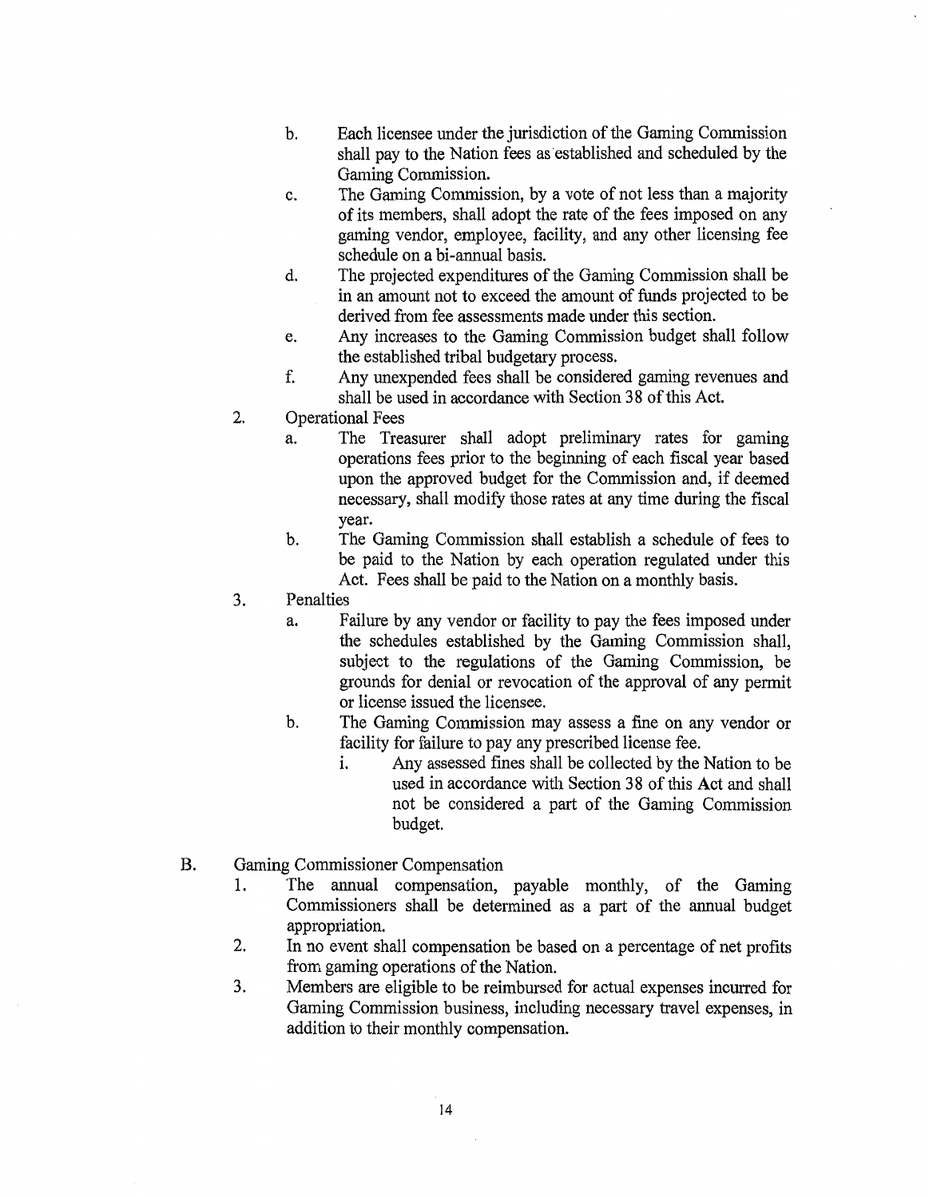b. Each licensee under the jurisdiction of the Gaming Commission shall pay to the Nation fees as established and scheduled by the Gaming Commission.

c. The Gaming Commission, by a vote of not less than a majority of its members, shall adopt the rate of the fees imposed on any gaming vendor, employee, facility, and any other licensing fee schedule on a bi-annual basis.

d. The projected expenditures of the Gaming Commission shall be in an amount not to exceed the amount of funds projected to be derived from fee assessments made under this section.

e. Any increases to the Gaming Commission budget shall follow the established tribal budgetary process.

f. Any unexpended fees shall be considered gaming revenues and shall be used in accordance with Section 38 of this Act.

2. Operational Fees

   a. The Treasurer shall adopt preliminary rates for gaming operations fees prior to the beginning of each fiscal year based upon the approved budget for the Commission and, if deemed necessary, shall modify those rates at any time during the fiscal year.

   b. The Gaming Commission shall establish a schedule of fees to be paid to the Nation by each operation regulated under this Act. Fees shall be paid to the Nation on a monthly basis.

3. Penalties

   a. Failure by any vendor or facility to pay the fees imposed under the schedules established by the Gaming Commission shall, subject to the regulations of the Gaming Commission, be grounds for denial or revocation of the approval of any permit or license issued the licensee.

   b. The Gaming Commission may assess a fine on any vendor or facility for failure to pay any prescribed license fee.

      i. Any assessed fines shall be collected by the Nation to be used in accordance with Section 38 of this Act and shall not be considered a part of the Gaming Commission budget.

B. Gaming Commissioner Compensation

1. The annual compensation, payable monthly, of the Gaming Commissioners shall be determined as a part of the annual budget appropriation.

2. In no event shall compensation be based on a percentage of net profits from gaming operations of the Nation.

3. Members are eligible to be reimbursed for actual expenses incurred for Gaming Commission business, including necessary travel expenses, in addition to their monthly compensation.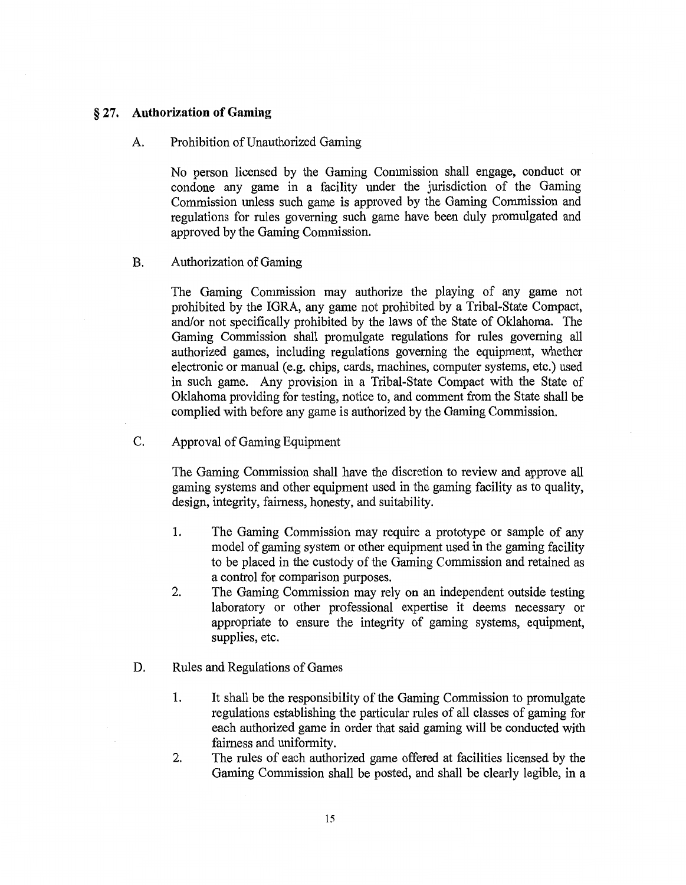## § 27. Authorization of Gaming

A. Prohibition of Unauthorized Gaming

No person licensed by the Gaming Commission shall engage, conduct or condone any game in a facility under the jurisdiction of the Gaming Commission unless such game is approved by the Gaming Commission and regulations for rules governing such game have been duly promulgated and approved by the Gaming Commission.

B. Authorization of Gaming

The Gaming Commission may authorize the playing of any game not prohibited by the IGRA, any game not prohibited by a Tribal-State Compact, and/or not specifically prohibited by the laws of the State of Oklahoma. The Gaming Commission shall promulgate regulations for rules governing all authorized games, including regulations governing the equipment, whether electronic or manual (e.g. chips, cards, machines, computer systems, etc.) used in such game. Any provision in a Tribal-State Compact with the State of Oklahoma providing for testing, notice to, and comment from the State shall be complied with before any game is authorized by the Gaming Commission.

C. Approval of Gaming Equipment

The Gaming Commission shall have the discretion to review and approve all gaming systems and other equipment used in the gaming facility as to quality, design, integrity, fairness, honesty, and suitability.

1. The Gaming Commission may require a prototype or sample of any model of gaming system or other equipment used in the gaming facility to be placed in the custody of the Gaming Commission and retained as a control for comparison purposes.
2. The Gaming Commission may rely on an independent outside testing laboratory or other professional expertise it deems necessary or appropriate to ensure the integrity of gaming systems, equipment, supplies, etc.

D. Rules and Regulations of Games

1. It shall be the responsibility of the Gaming Commission to promulgate regulations establishing the particular rules of all classes of gaming for each authorized game in order that said gaming will be conducted with fairness and uniformity.
2. The rules of each authorized game offered at facilities licensed by the Gaming Commission shall be posted, and shall be clearly legible, in a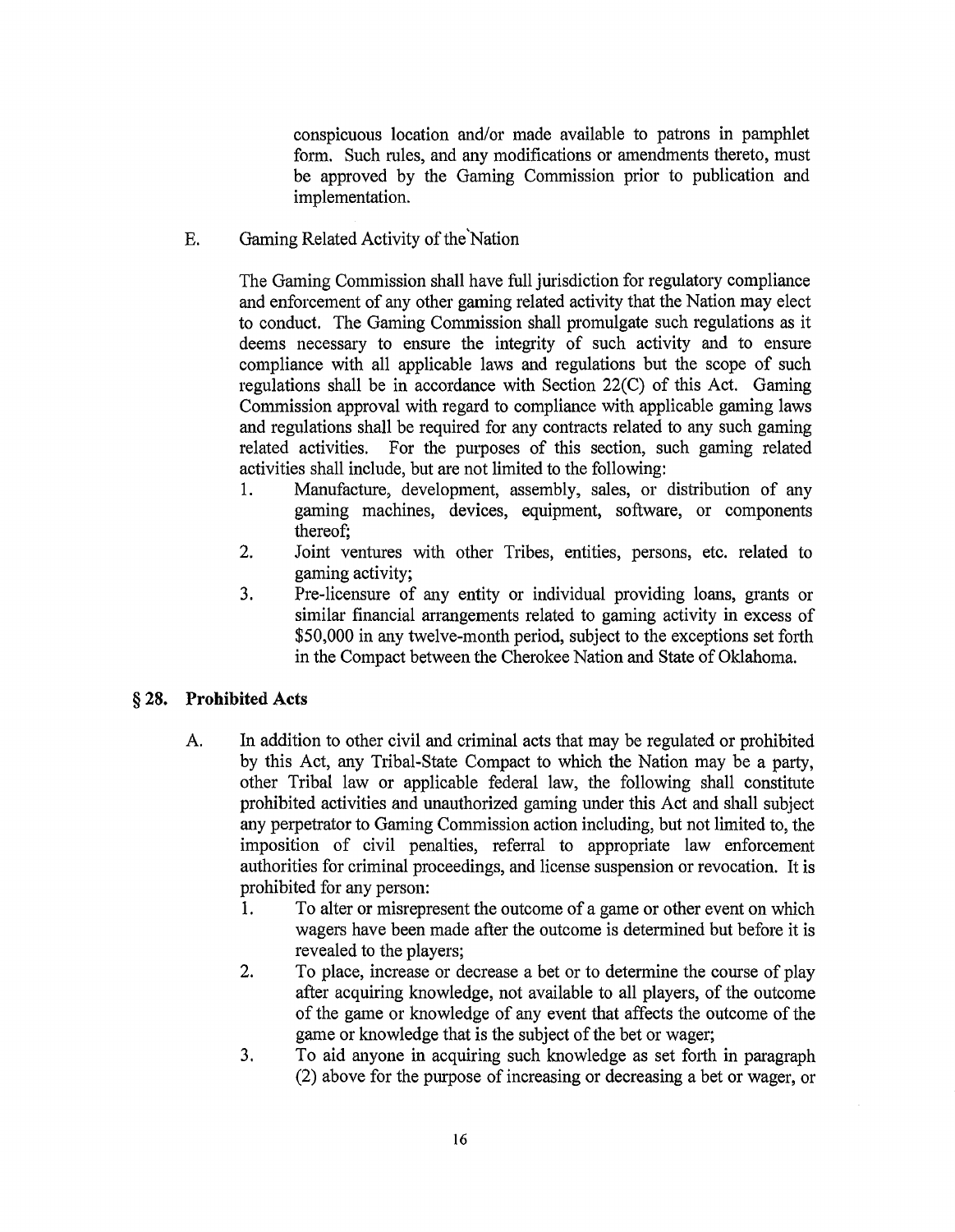conspicuous location and/or made available to patrons in pamphlet form. Such rules, and any modifications or amendments thereto, must be approved by the Gaming Commission prior to publication and implementation.

E. Gaming Related Activity of the Nation

The Gaming Commission shall have full jurisdiction for regulatory compliance and enforcement of any other gaming related activity that the Nation may elect to conduct. The Gaming Commission shall promulgate such regulations as it deems necessary to ensure the integrity of such activity and to ensure compliance with all applicable laws and regulations but the scope of such regulations shall be in accordance with Section 22(C) of this Act. Gaming Commission approval with regard to compliance with applicable gaming laws and regulations shall be required for any contracts related to any such gaming related activities. For the purposes of this section, such gaming related activities shall include, but are not limited to the following:

1. Manufacture, development, assembly, sales, or distribution of any gaming machines, devices, equipment, software, or components thereof;
2. Joint ventures with other Tribes, entities, persons, etc. related to gaming activity;
3. Pre-licensure of any entity or individual providing loans, grants or similar financial arrangements related to gaming activity in excess of $50,000 in any twelve-month period, subject to the exceptions set forth in the Compact between the Cherokee Nation and State of Oklahoma.

## § 28. Prohibited Acts

A. In addition to other civil and criminal acts that may be regulated or prohibited by this Act, any Tribal-State Compact to which the Nation may be a party, other Tribal law or applicable federal law, the following shall constitute prohibited activities and unauthorized gaming under this Act and shall subject any perpetrator to Gaming Commission action including, but not limited to, the imposition of civil penalties, referral to appropriate law enforcement authorities for criminal proceedings, and license suspension or revocation. It is prohibited for any person:

1. To alter or misrepresent the outcome of a game or other event on which wagers have been made after the outcome is determined but before it is revealed to the players;
2. To place, increase or decrease a bet or to determine the course of play after acquiring knowledge, not available to all players, of the outcome of the game or knowledge of any event that affects the outcome of the game or knowledge that is the subject of the bet or wager;
3. To aid anyone in acquiring such knowledge as set forth in paragraph (2) above for the purpose of increasing or decreasing a bet or wager, or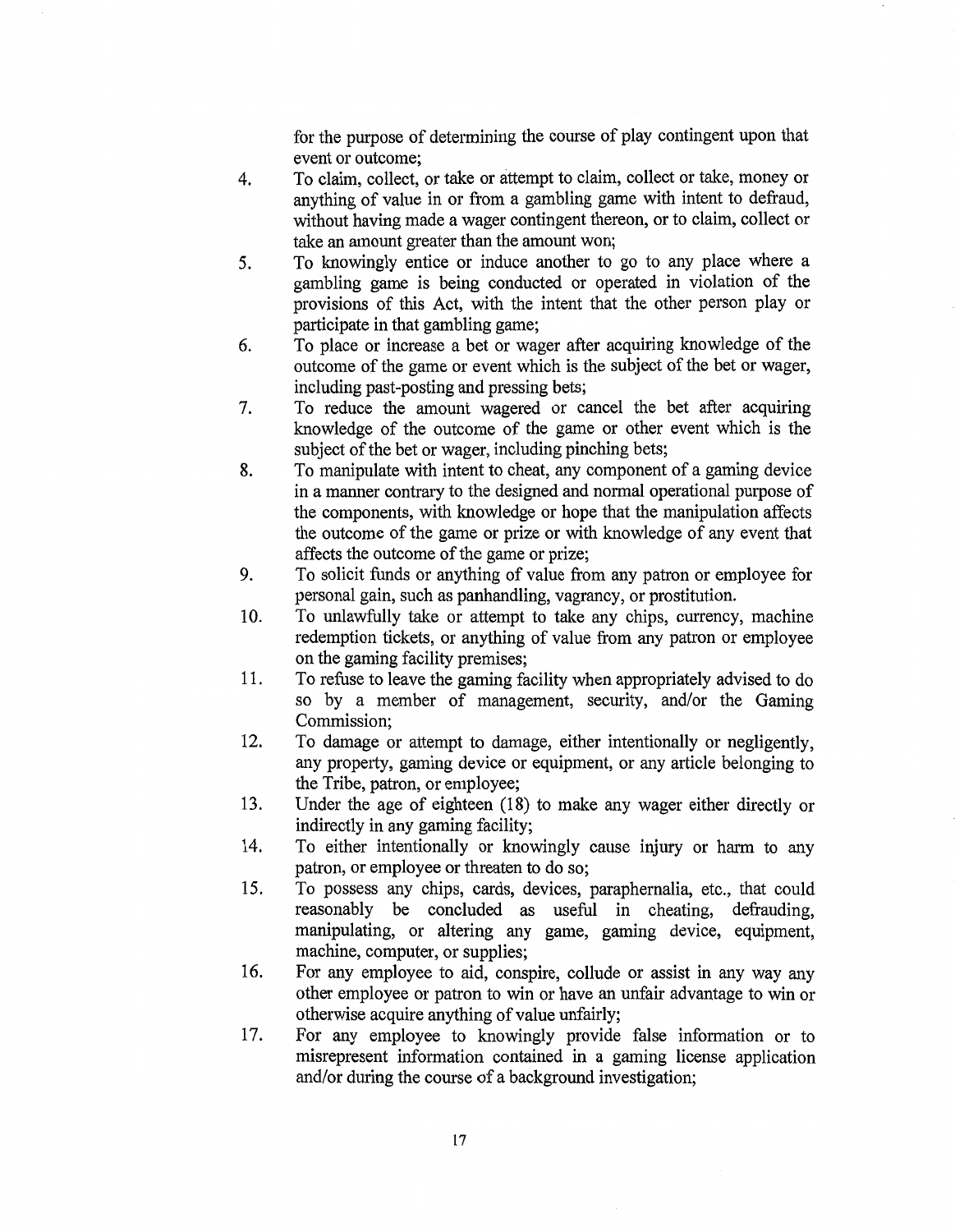for the purpose of determining the course of play contingent upon that event or outcome;

4. To claim, collect, or take or attempt to claim, collect or take, money or anything of value in or from a gambling game with intent to defraud, without having made a wager contingent thereon, or to claim, collect or take an amount greater than the amount won;
5. To knowingly entice or induce another to go to any place where a gambling game is being conducted or operated in violation of the provisions of this Act, with the intent that the other person play or participate in that gambling game;
6. To place or increase a bet or wager after acquiring knowledge of the outcome of the game or event which is the subject of the bet or wager, including past-posting and pressing bets;
7. To reduce the amount wagered or cancel the bet after acquiring knowledge of the outcome of the game or other event which is the subject of the bet or wager, including pinching bets;
8. To manipulate with intent to cheat, any component of a gaming device in a manner contrary to the designed and normal operational purpose of the components, with knowledge or hope that the manipulation affects the outcome of the game or prize or with knowledge of any event that affects the outcome of the game or prize;
9. To solicit funds or anything of value from any patron or employee for personal gain, such as panhandling, vagrancy, or prostitution.
10. To unlawfully take or attempt to take any chips, currency, machine redemption tickets, or anything of value from any patron or employee on the gaming facility premises;
11. To refuse to leave the gaming facility when appropriately advised to do so by a member of management, security, and/or the Gaming Commission;
12. To damage or attempt to damage, either intentionally or negligently, any property, gaming device or equipment, or any article belonging to the Tribe, patron, or employee;
13. Under the age of eighteen (18) to make any wager either directly or indirectly in any gaming facility;
14. To either intentionally or knowingly cause injury or harm to any patron, or employee or threaten to do so;
15. To possess any chips, cards, devices, paraphernalia, etc., that could reasonably be concluded as useful in cheating, defrauding, manipulating, or altering any game, gaming device, equipment, machine, computer, or supplies;
16. For any employee to aid, conspire, collude or assist in any way any other employee or patron to win or have an unfair advantage to win or otherwise acquire anything of value unfairly;
17. For any employee to knowingly provide false information or to misrepresent information contained in a gaming license application and/or during the course of a background investigation;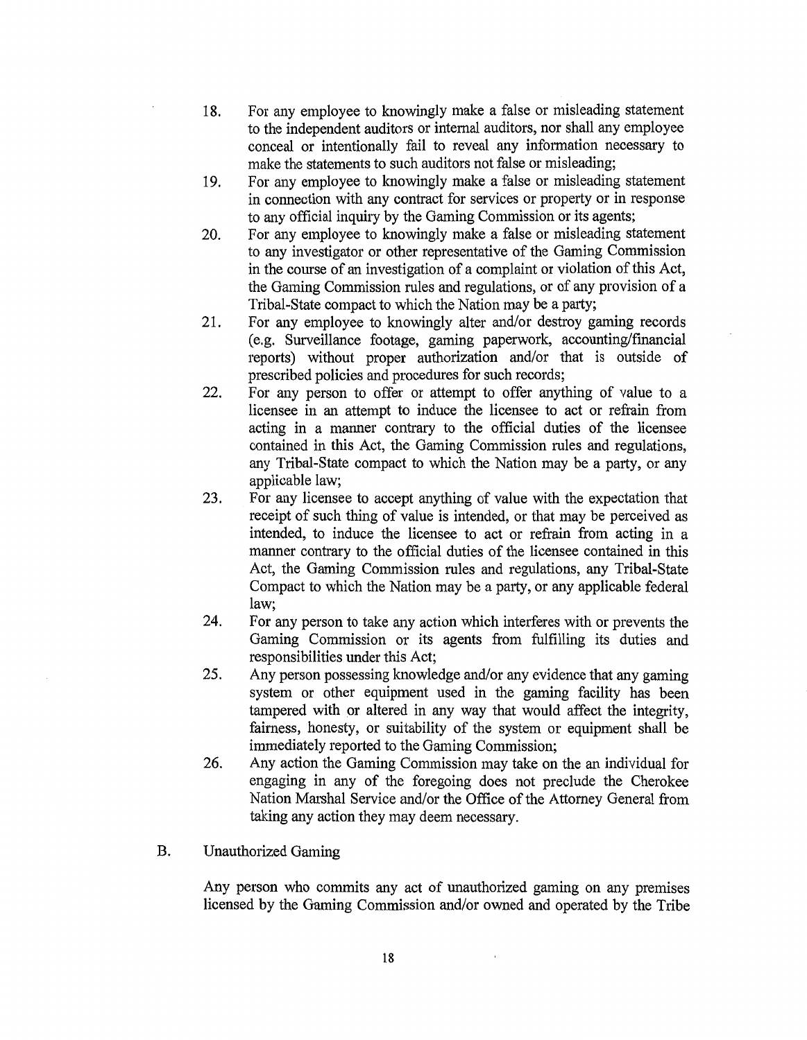18. For any employee to knowingly make a false or misleading statement to the independent auditors or internal auditors, nor shall any employee conceal or intentionally fail to reveal any information necessary to make the statements to such auditors not false or misleading;
19. For any employee to knowingly make a false or misleading statement in connection with any contract for services or property or in response to any official inquiry by the Gaming Commission or its agents;
20. For any employee to knowingly make a false or misleading statement to any investigator or other representative of the Gaming Commission in the course of an investigation of a complaint or violation of this Act, the Gaming Commission rules and regulations, or of any provision of a Tribal-State compact to which the Nation may be a party;
21. For any employee to knowingly alter and/or destroy gaming records (e.g. Surveillance footage, gaming paperwork, accounting/financial reports) without proper authorization and/or that is outside of prescribed policies and procedures for such records;
22. For any person to offer or attempt to offer anything of value to a licensee in an attempt to induce the licensee to act or refrain from acting in a manner contrary to the official duties of the licensee contained in this Act, the Gaming Commission rules and regulations, any Tribal-State compact to which the Nation may be a party, or any applicable law;
23. For any licensee to accept anything of value with the expectation that receipt of such thing of value is intended, or that may be perceived as intended, to induce the licensee to act or refrain from acting in a manner contrary to the official duties of the licensee contained in this Act, the Gaming Commission rules and regulations, any Tribal-State Compact to which the Nation may be a party, or any applicable federal law;
24. For any person to take any action which interferes with or prevents the Gaming Commission or its agents from fulfilling its duties and responsibilities under this Act;
25. Any person possessing knowledge and/or any evidence that any gaming system or other equipment used in the gaming facility has been tampered with or altered in any way that would affect the integrity, fairness, honesty, or suitability of the system or equipment shall be immediately reported to the Gaming Commission;
26. Any action the Gaming Commission may take on the an individual for engaging in any of the foregoing does not preclude the Cherokee Nation Marshal Service and/or the Office of the Attorney General from taking any action they may deem necessary.

B. Unauthorized Gaming

Any person who commits any act of unauthorized gaming on any premises licensed by the Gaming Commission and/or owned and operated by the Tribe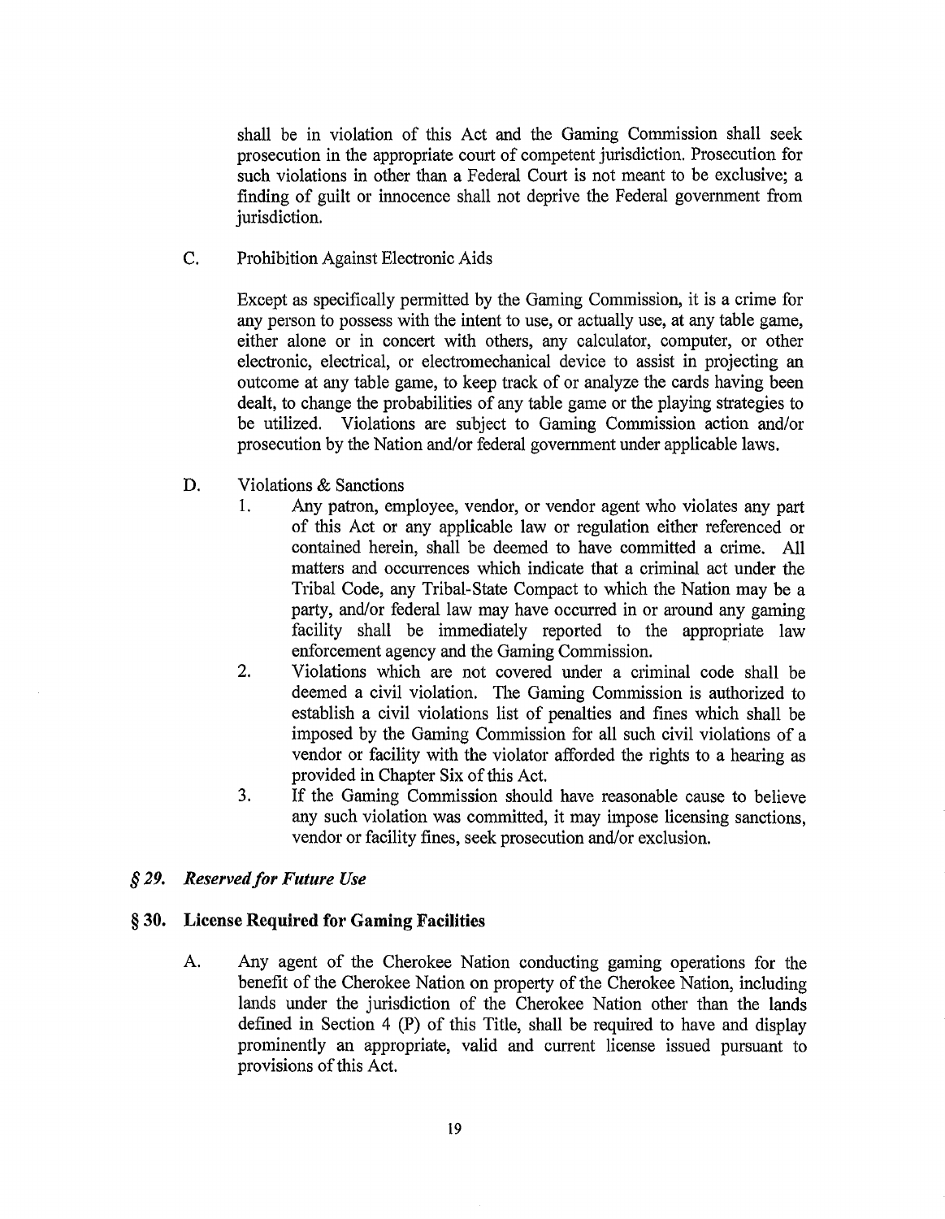shall be in violation of this Act and the Gaming Commission shall seek prosecution in the appropriate court of competent jurisdiction. Prosecution for such violations in other than a Federal Court is not meant to be exclusive; a finding of guilt or innocence shall not deprive the Federal government from jurisdiction.

C. Prohibition Against Electronic Aids

Except as specifically permitted by the Gaming Commission, it is a crime for any person to possess with the intent to use, or actually use, at any table game, either alone or in concert with others, any calculator, computer, or other electronic, electrical, or electromechanical device to assist in projecting an outcome at any table game, to keep track of or analyze the cards having been dealt, to change the probabilities of any table game or the playing strategies to be utilized. Violations are subject to Gaming Commission action and/or prosecution by the Nation and/or federal government under applicable laws.

D. Violations & Sanctions

1. Any patron, employee, vendor, or vendor agent who violates any part of this Act or any applicable law or regulation either referenced or contained herein, shall be deemed to have committed a crime. All matters and occurrences which indicate that a criminal act under the Tribal Code, any Tribal-State Compact to which the Nation may be a party, and/or federal law may have occurred in or around any gaming facility shall be immediately reported to the appropriate law enforcement agency and the Gaming Commission.
2. Violations which are not covered under a criminal code shall be deemed a civil violation. The Gaming Commission is authorized to establish a civil violations list of penalties and fines which shall be imposed by the Gaming Commission for all such civil violations of a vendor or facility with the violator afforded the rights to a hearing as provided in Chapter Six of this Act.
3. If the Gaming Commission should have reasonable cause to believe any such violation was committed, it may impose licensing sanctions, vendor or facility fines, seek prosecution and/or exclusion.

### *§ 29. Reserved for Future Use*

### § 30. License Required for Gaming Facilities

A. Any agent of the Cherokee Nation conducting gaming operations for the benefit of the Cherokee Nation on property of the Cherokee Nation, including lands under the jurisdiction of the Cherokee Nation other than the lands defined in Section 4 (P) of this Title, shall be required to have and display prominently an appropriate, valid and current license issued pursuant to provisions of this Act.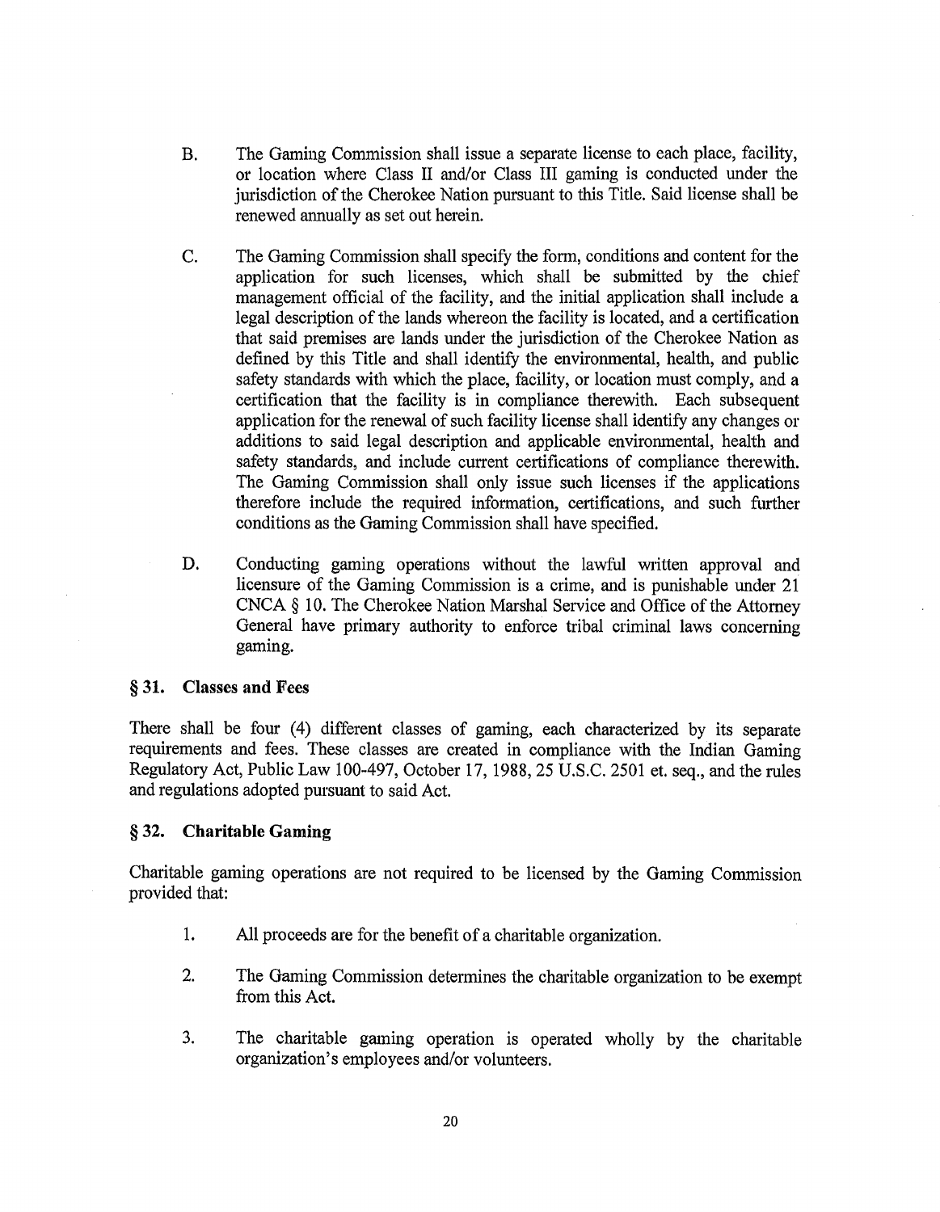B. The Gaming Commission shall issue a separate license to each place, facility, or location where Class II and/or Class III gaming is conducted under the jurisdiction of the Cherokee Nation pursuant to this Title. Said license shall be renewed annually as set out herein.

C. The Gaming Commission shall specify the form, conditions and content for the application for such licenses, which shall be submitted by the chief management official of the facility, and the initial application shall include a legal description of the lands whereon the facility is located, and a certification that said premises are lands under the jurisdiction of the Cherokee Nation as defined by this Title and shall identify the environmental, health, and public safety standards with which the place, facility, or location must comply, and a certification that the facility is in compliance therewith. Each subsequent application for the renewal of such facility license shall identify any changes or additions to said legal description and applicable environmental, health and safety standards, and include current certifications of compliance therewith. The Gaming Commission shall only issue such licenses if the applications therefore include the required information, certifications, and such further conditions as the Gaming Commission shall have specified.

D. Conducting gaming operations without the lawful written approval and licensure of the Gaming Commission is a crime, and is punishable under 21 CNCA § 10. The Cherokee Nation Marshal Service and Office of the Attorney General have primary authority to enforce tribal criminal laws concerning gaming.

### § 31. Classes and Fees

There shall be four (4) different classes of gaming, each characterized by its separate requirements and fees. These classes are created in compliance with the Indian Gaming Regulatory Act, Public Law 100-497, October 17, 1988, 25 U.S.C. 2501 et. seq., and the rules and regulations adopted pursuant to said Act.

### § 32. Charitable Gaming

Charitable gaming operations are not required to be licensed by the Gaming Commission provided that:

1. All proceeds are for the benefit of a charitable organization.

2. The Gaming Commission determines the charitable organization to be exempt from this Act.

3. The charitable gaming operation is operated wholly by the charitable organization's employees and/or volunteers.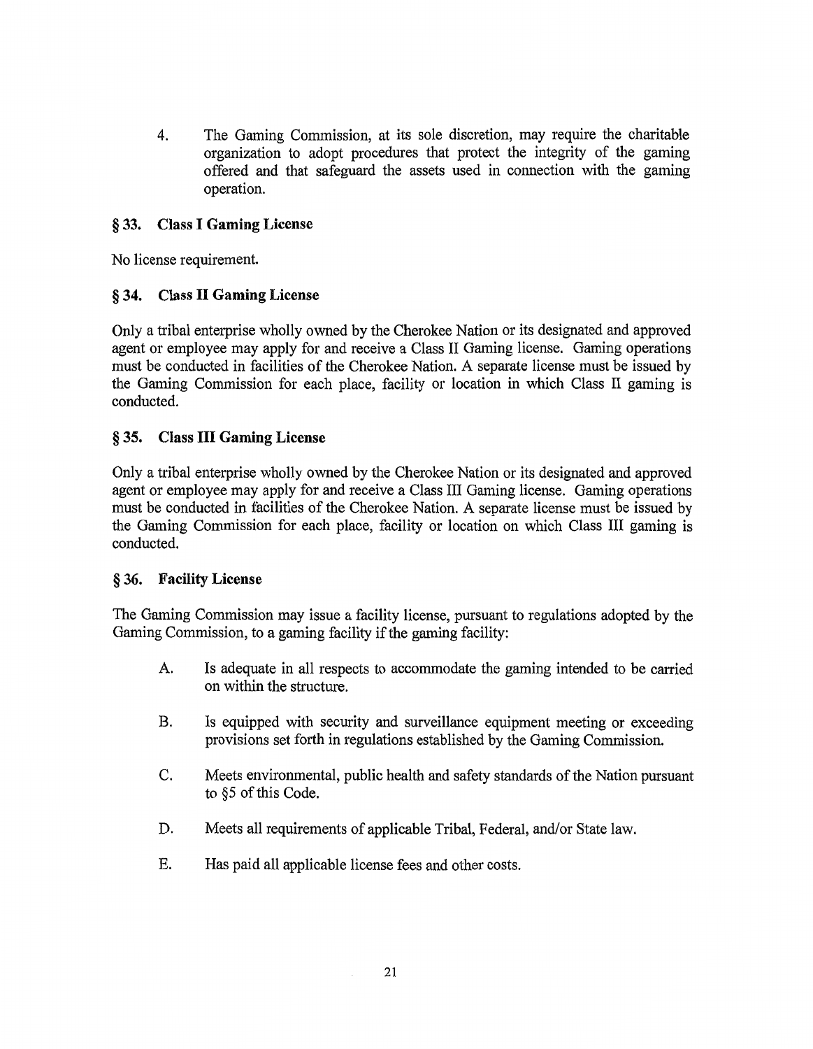4. The Gaming Commission, at its sole discretion, may require the charitable organization to adopt procedures that protect the integrity of the gaming offered and that safeguard the assets used in connection with the gaming operation.

## § 33. Class I Gaming License

No license requirement.

## § 34. Class II Gaming License

Only a tribal enterprise wholly owned by the Cherokee Nation or its designated and approved agent or employee may apply for and receive a Class II Gaming license. Gaming operations must be conducted in facilities of the Cherokee Nation. A separate license must be issued by the Gaming Commission for each place, facility or location in which Class II gaming is conducted.

## § 35. Class III Gaming License

Only a tribal enterprise wholly owned by the Cherokee Nation or its designated and approved agent or employee may apply for and receive a Class III Gaming license. Gaming operations must be conducted in facilities of the Cherokee Nation. A separate license must be issued by the Gaming Commission for each place, facility or location on which Class III gaming is conducted.

## § 36. Facility License

The Gaming Commission may issue a facility license, pursuant to regulations adopted by the Gaming Commission, to a gaming facility if the gaming facility:

A. Is adequate in all respects to accommodate the gaming intended to be carried on within the structure.

B. Is equipped with security and surveillance equipment meeting or exceeding provisions set forth in regulations established by the Gaming Commission.

C. Meets environmental, public health and safety standards of the Nation pursuant to §5 of this Code.

D. Meets all requirements of applicable Tribal, Federal, and/or State law.

E. Has paid all applicable license fees and other costs.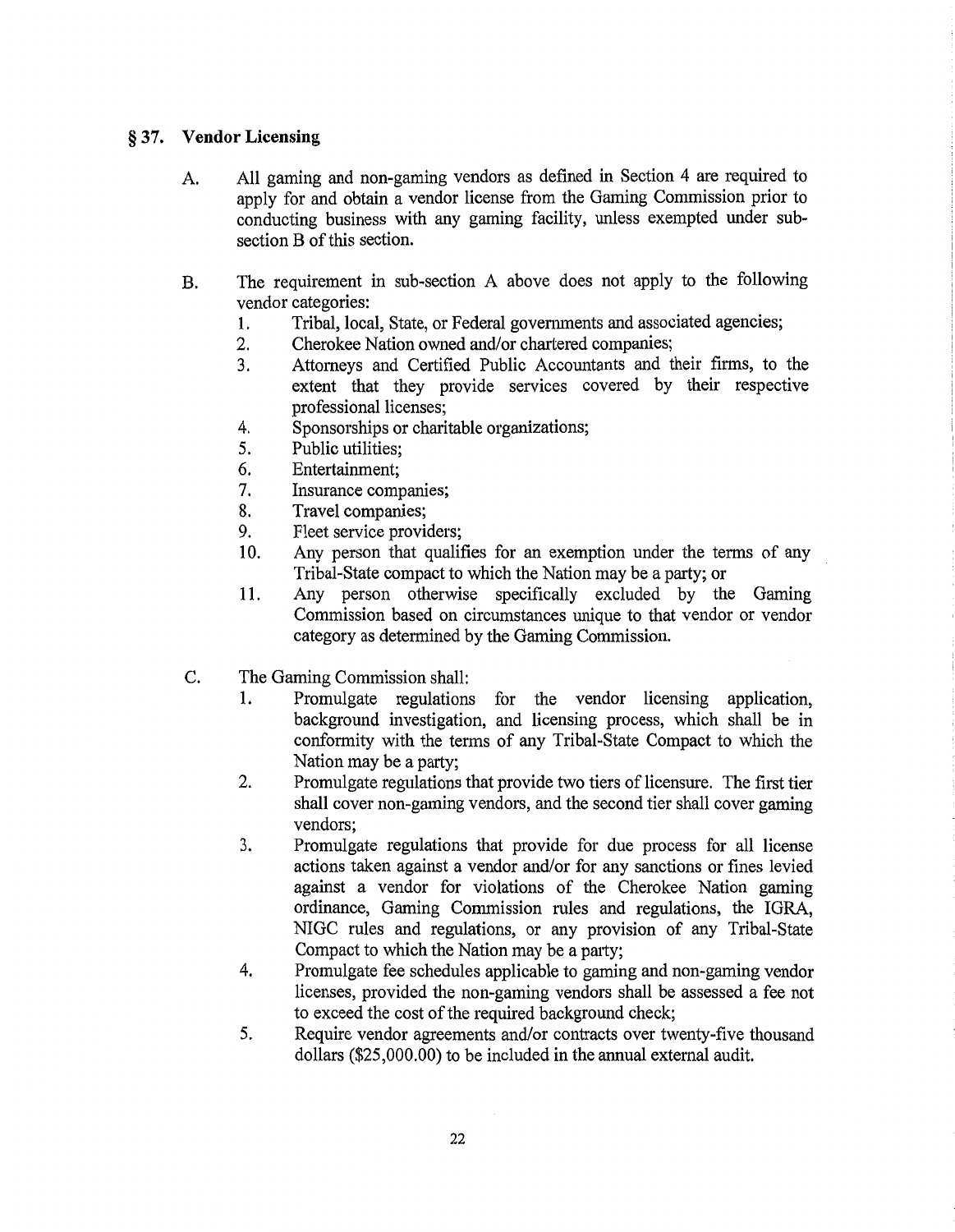## § 37. Vendor Licensing

A. All gaming and non-gaming vendors as defined in Section 4 are required to apply for and obtain a vendor license from the Gaming Commission prior to conducting business with any gaming facility, unless exempted under sub-section B of this section.

B. The requirement in sub-section A above does not apply to the following vendor categories:
   1. Tribal, local, State, or Federal governments and associated agencies;
   2. Cherokee Nation owned and/or chartered companies;
   3. Attorneys and Certified Public Accountants and their firms, to the extent that they provide services covered by their respective professional licenses;
   4. Sponsorships or charitable organizations;
   5. Public utilities;
   6. Entertainment;
   7. Insurance companies;
   8. Travel companies;
   9. Fleet service providers;
   10. Any person that qualifies for an exemption under the terms of any Tribal-State compact to which the Nation may be a party; or
   11. Any person otherwise specifically excluded by the Gaming Commission based on circumstances unique to that vendor or vendor category as determined by the Gaming Commission.

C. The Gaming Commission shall:
   1. Promulgate regulations for the vendor licensing application, background investigation, and licensing process, which shall be in conformity with the terms of any Tribal-State Compact to which the Nation may be a party;
   2. Promulgate regulations that provide two tiers of licensure. The first tier shall cover non-gaming vendors, and the second tier shall cover gaming vendors;
   3. Promulgate regulations that provide for due process for all license actions taken against a vendor and/or for any sanctions or fines levied against a vendor for violations of the Cherokee Nation gaming ordinance, Gaming Commission rules and regulations, the IGRA, NIGC rules and regulations, or any provision of any Tribal-State Compact to which the Nation may be a party;
   4. Promulgate fee schedules applicable to gaming and non-gaming vendor licenses, provided the non-gaming vendors shall be assessed a fee not to exceed the cost of the required background check;
   5. Require vendor agreements and/or contracts over twenty-five thousand dollars ($25,000.00) to be included in the annual external audit.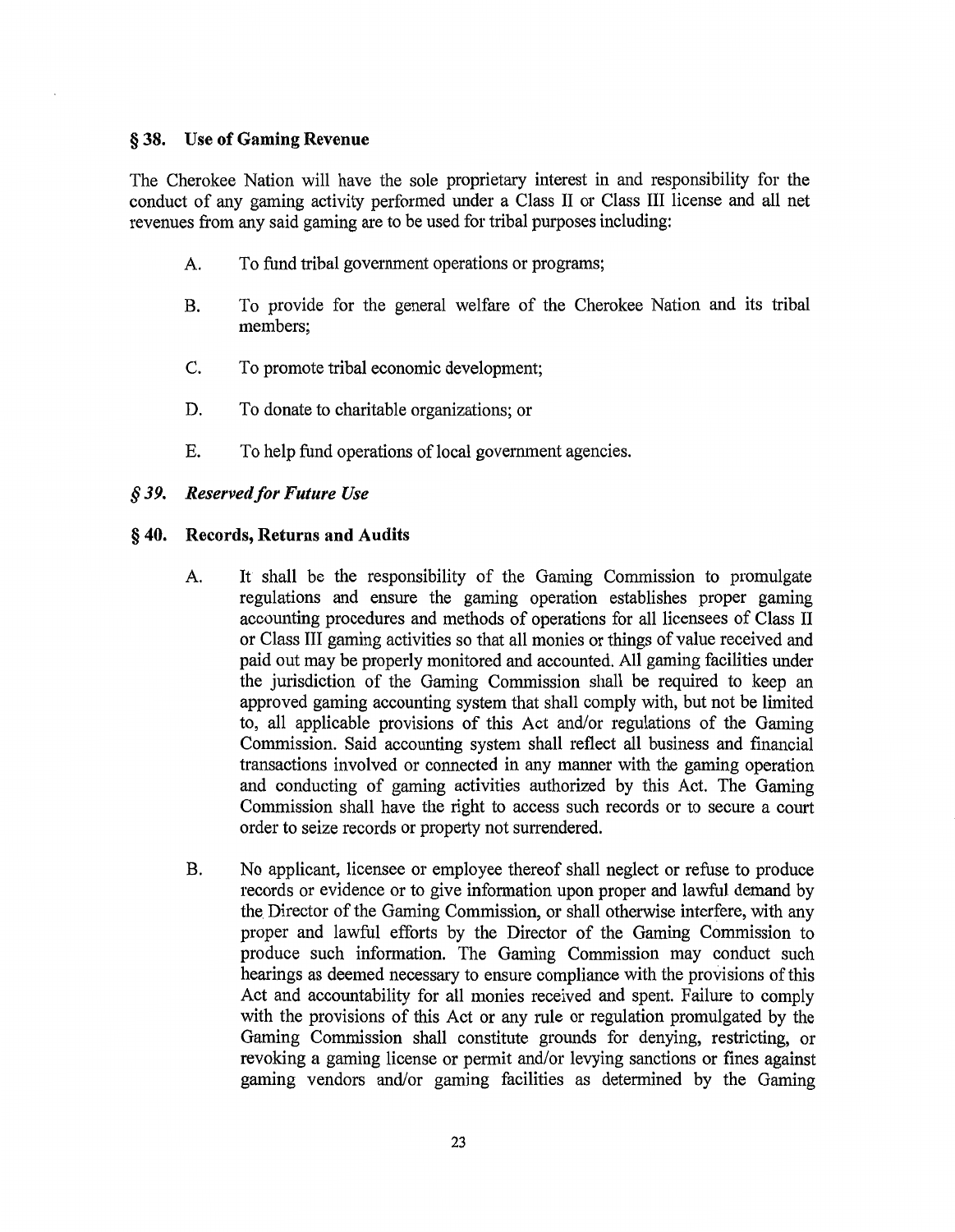## § 38. Use of Gaming Revenue

The Cherokee Nation will have the sole proprietary interest in and responsibility for the conduct of any gaming activity performed under a Class II or Class III license and all net revenues from any said gaming are to be used for tribal purposes including:

A. To fund tribal government operations or programs;

B. To provide for the general welfare of the Cherokee Nation and its tribal members;

C. To promote tribal economic development;

D. To donate to charitable organizations; or

E. To help fund operations of local government agencies.

## *§ 39. Reserved for Future Use*

## § 40. Records, Returns and Audits

A. It shall be the responsibility of the Gaming Commission to promulgate regulations and ensure the gaming operation establishes proper gaming accounting procedures and methods of operations for all licensees of Class II or Class III gaming activities so that all monies or things of value received and paid out may be properly monitored and accounted. All gaming facilities under the jurisdiction of the Gaming Commission shall be required to keep an approved gaming accounting system that shall comply with, but not be limited to, all applicable provisions of this Act and/or regulations of the Gaming Commission. Said accounting system shall reflect all business and financial transactions involved or connected in any manner with the gaming operation and conducting of gaming activities authorized by this Act. The Gaming Commission shall have the right to access such records or to secure a court order to seize records or property not surrendered.

B. No applicant, licensee or employee thereof shall neglect or refuse to produce records or evidence or to give information upon proper and lawful demand by the Director of the Gaming Commission, or shall otherwise interfere, with any proper and lawful efforts by the Director of the Gaming Commission to produce such information. The Gaming Commission may conduct such hearings as deemed necessary to ensure compliance with the provisions of this Act and accountability for all monies received and spent. Failure to comply with the provisions of this Act or any rule or regulation promulgated by the Gaming Commission shall constitute grounds for denying, restricting, or revoking a gaming license or permit and/or levying sanctions or fines against gaming vendors and/or gaming facilities as determined by the Gaming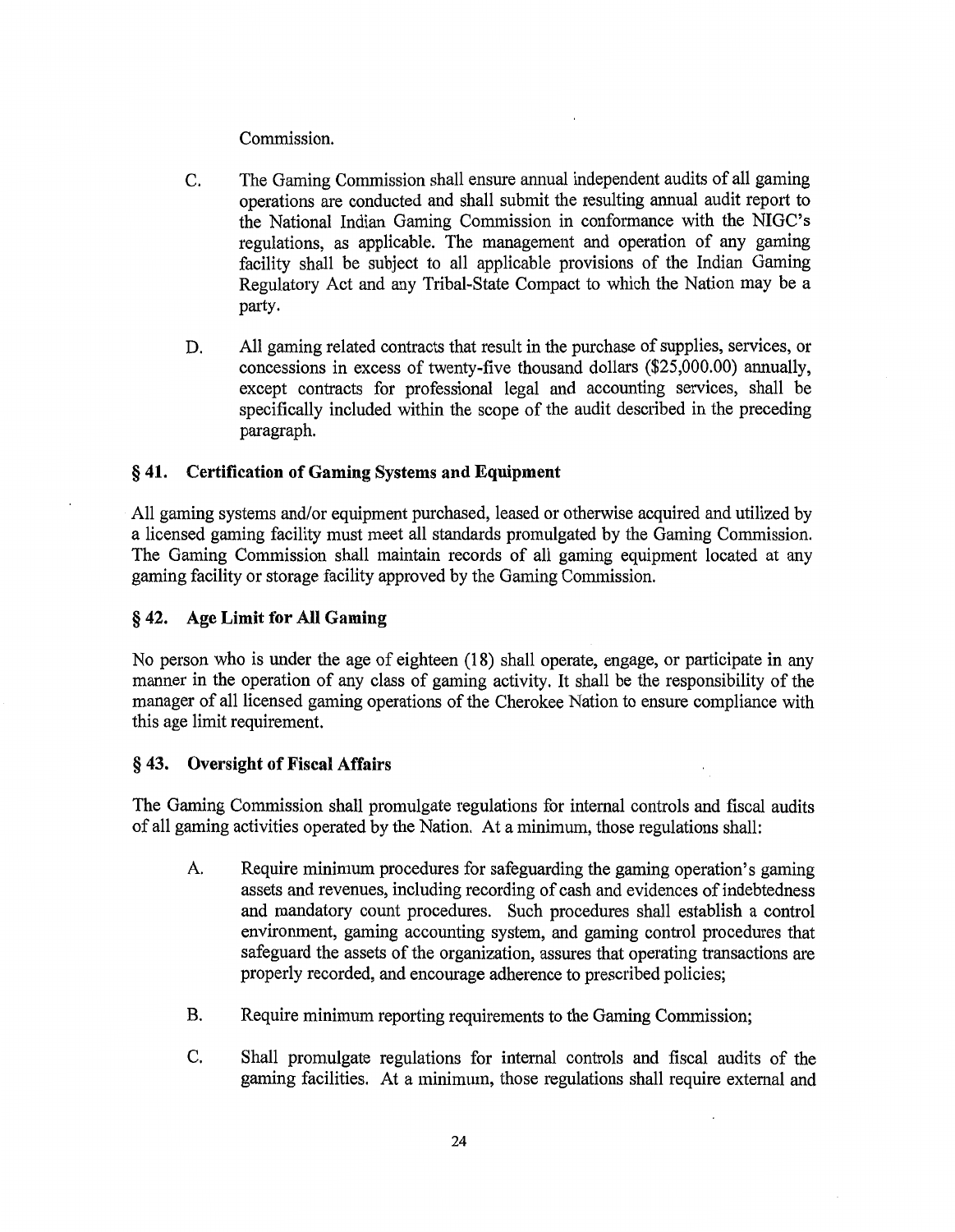Commission.

C. The Gaming Commission shall ensure annual independent audits of all gaming operations are conducted and shall submit the resulting annual audit report to the National Indian Gaming Commission in conformance with the NIGC's regulations, as applicable. The management and operation of any gaming facility shall be subject to all applicable provisions of the Indian Gaming Regulatory Act and any Tribal-State Compact to which the Nation may be a party.

D. All gaming related contracts that result in the purchase of supplies, services, or concessions in excess of twenty-five thousand dollars ($25,000.00) annually, except contracts for professional legal and accounting services, shall be specifically included within the scope of the audit described in the preceding paragraph.

## § 41. Certification of Gaming Systems and Equipment

All gaming systems and/or equipment purchased, leased or otherwise acquired and utilized by a licensed gaming facility must meet all standards promulgated by the Gaming Commission. The Gaming Commission shall maintain records of all gaming equipment located at any gaming facility or storage facility approved by the Gaming Commission.

## § 42. Age Limit for All Gaming

No person who is under the age of eighteen (18) shall operate, engage, or participate in any manner in the operation of any class of gaming activity. It shall be the responsibility of the manager of all licensed gaming operations of the Cherokee Nation to ensure compliance with this age limit requirement.

## § 43. Oversight of Fiscal Affairs

The Gaming Commission shall promulgate regulations for internal controls and fiscal audits of all gaming activities operated by the Nation. At a minimum, those regulations shall:

A. Require minimum procedures for safeguarding the gaming operation's gaming assets and revenues, including recording of cash and evidences of indebtedness and mandatory count procedures. Such procedures shall establish a control environment, gaming accounting system, and gaming control procedures that safeguard the assets of the organization, assures that operating transactions are properly recorded, and encourage adherence to prescribed policies;

B. Require minimum reporting requirements to the Gaming Commission;

C. Shall promulgate regulations for internal controls and fiscal audits of the gaming facilities. At a minimum, those regulations shall require external and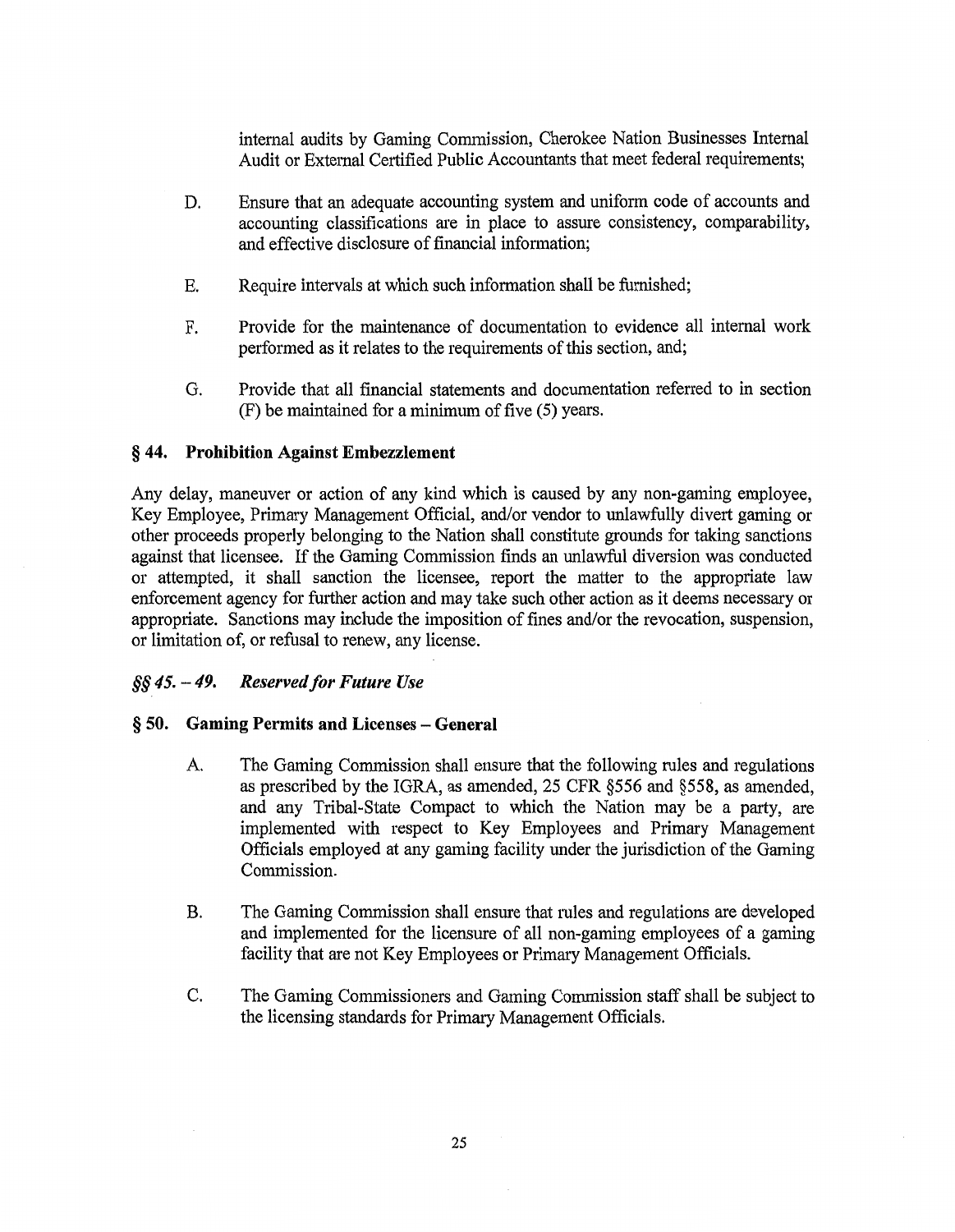internal audits by Gaming Commission, Cherokee Nation Businesses Internal Audit or External Certified Public Accountants that meet federal requirements;

D. Ensure that an adequate accounting system and uniform code of accounts and accounting classifications are in place to assure consistency, comparability, and effective disclosure of financial information;

E. Require intervals at which such information shall be furnished;

F. Provide for the maintenance of documentation to evidence all internal work performed as it relates to the requirements of this section, and;

G. Provide that all financial statements and documentation referred to in section (F) be maintained for a minimum of five (5) years.

## § 44. Prohibition Against Embezzlement

Any delay, maneuver or action of any kind which is caused by any non-gaming employee, Key Employee, Primary Management Official, and/or vendor to unlawfully divert gaming or other proceeds properly belonging to the Nation shall constitute grounds for taking sanctions against that licensee. If the Gaming Commission finds an unlawful diversion was conducted or attempted, it shall sanction the licensee, report the matter to the appropriate law enforcement agency for further action and may take such other action as it deems necessary or appropriate. Sanctions may include the imposition of fines and/or the revocation, suspension, or limitation of, or refusal to renew, any license.

## *§§ 45. – 49. Reserved for Future Use*

## § 50. Gaming Permits and Licenses – General

A. The Gaming Commission shall ensure that the following rules and regulations as prescribed by the IGRA, as amended, 25 CFR §556 and §558, as amended, and any Tribal-State Compact to which the Nation may be a party, are implemented with respect to Key Employees and Primary Management Officials employed at any gaming facility under the jurisdiction of the Gaming Commission.

B. The Gaming Commission shall ensure that rules and regulations are developed and implemented for the licensure of all non-gaming employees of a gaming facility that are not Key Employees or Primary Management Officials.

C. The Gaming Commissioners and Gaming Commission staff shall be subject to the licensing standards for Primary Management Officials.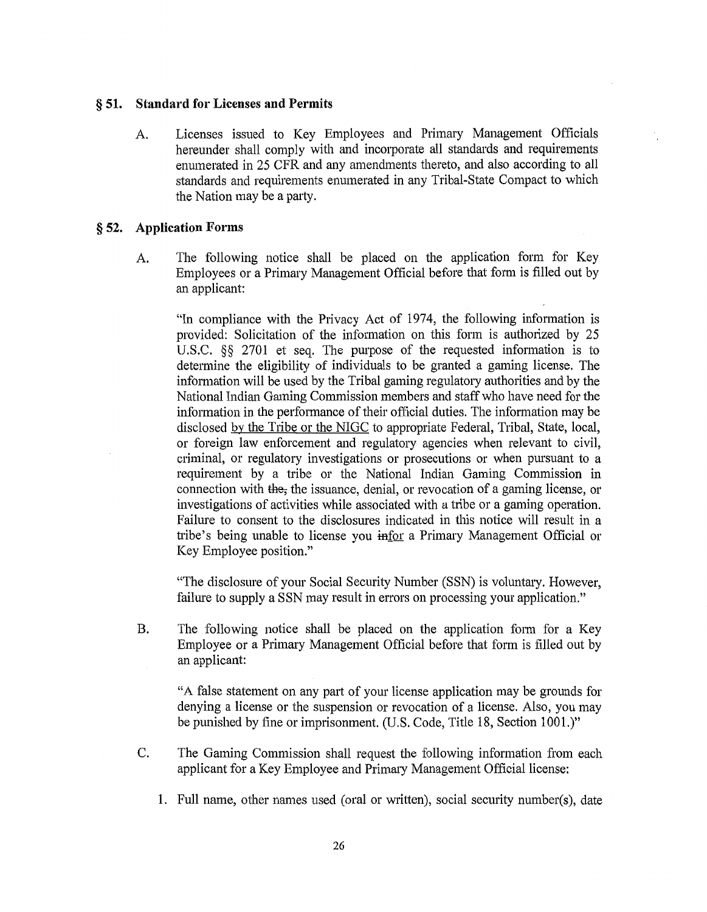## § 51. Standard for Licenses and Permits

A. Licenses issued to Key Employees and Primary Management Officials hereunder shall comply with and incorporate all standards and requirements enumerated in 25 CFR and any amendments thereto, and also according to all standards and requirements enumerated in any Tribal-State Compact to which the Nation may be a party.

## § 52. Application Forms

A. The following notice shall be placed on the application form for Key Employees or a Primary Management Official before that form is filled out by an applicant:

"In compliance with the Privacy Act of 1974, the following information is provided: Solicitation of the information on this form is authorized by 25 U.S.C. §§ 2701 et seq. The purpose of the requested information is to determine the eligibility of individuals to be granted a gaming license. The information will be used by the Tribal gaming regulatory authorities and by the National Indian Gaming Commission members and staff who have need for the information in the performance of their official duties. The information may be disclosed by the Tribe or the NIGC to appropriate Federal, Tribal, State, local, or foreign law enforcement and regulatory agencies when relevant to civil, criminal, or regulatory investigations or prosecutions or when pursuant to a requirement by a tribe or the National Indian Gaming Commission in connection with ~~the,~~ the issuance, denial, or revocation of a gaming license, or investigations of activities while associated with a tribe or a gaming operation. Failure to consent to the disclosures indicated in this notice will result in a tribe's being unable to license you ~~in~~for a Primary Management Official or Key Employee position."

"The disclosure of your Social Security Number (SSN) is voluntary. However, failure to supply a SSN may result in errors on processing your application."

B. The following notice shall be placed on the application form for a Key Employee or a Primary Management Official before that form is filled out by an applicant:

"A false statement on any part of your license application may be grounds for denying a license or the suspension or revocation of a license. Also, you may be punished by fine or imprisonment. (U.S. Code, Title 18, Section 1001.)"

C. The Gaming Commission shall request the following information from each applicant for a Key Employee and Primary Management Official license:

1. Full name, other names used (oral or written), social security number(s), date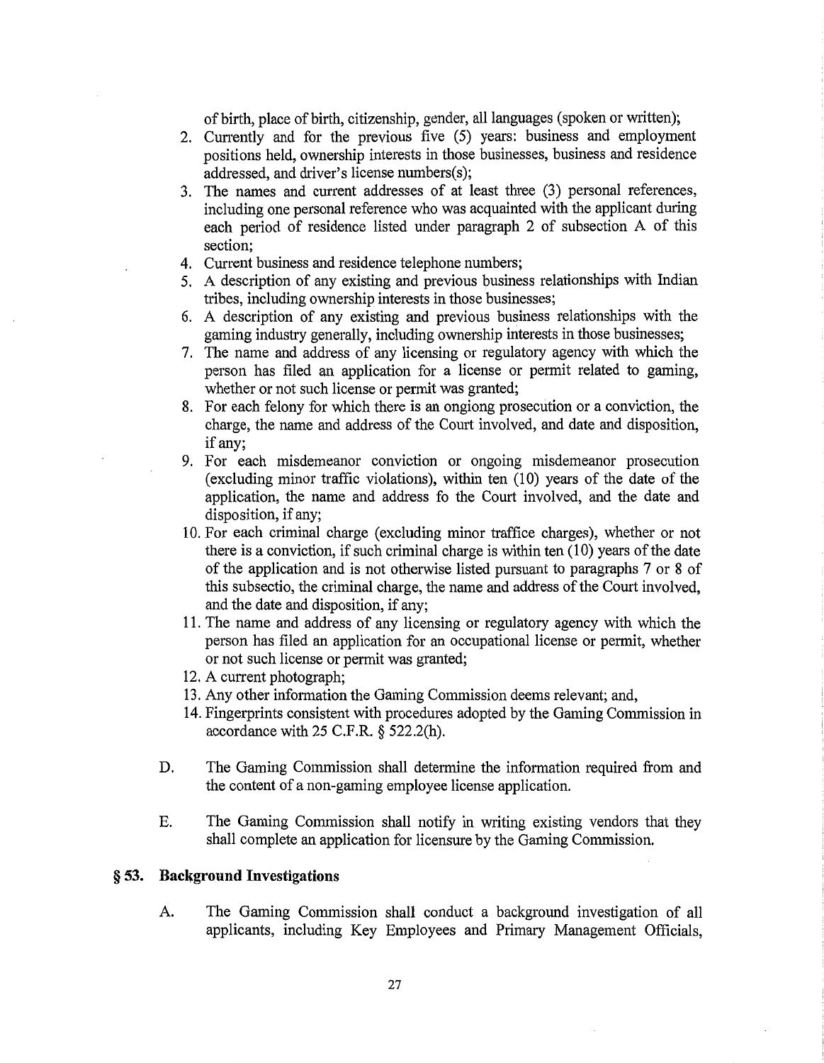of birth, place of birth, citizenship, gender, all languages (spoken or written);

2. Currently and for the previous five (5) years: business and employment positions held, ownership interests in those businesses, business and residence addressed, and driver's license numbers(s);
3. The names and current addresses of at least three (3) personal references, including one personal reference who was acquainted with the applicant during each period of residence listed under paragraph 2 of subsection A of this section;
4. Current business and residence telephone numbers;
5. A description of any existing and previous business relationships with Indian tribes, including ownership interests in those businesses;
6. A description of any existing and previous business relationships with the gaming industry generally, including ownership interests in those businesses;
7. The name and address of any licensing or regulatory agency with which the person has filed an application for a license or permit related to gaming, whether or not such license or permit was granted;
8. For each felony for which there is an ongiong prosecution or a conviction, the charge, the name and address of the Court involved, and date and disposition, if any;
9. For each misdemeanor conviction or ongoing misdemeanor prosecution (excluding minor traffic violations), within ten (10) years of the date of the application, the name and address fo the Court involved, and the date and disposition, if any;
10. For each criminal charge (excluding minor traffice charges), whether or not there is a conviction, if such criminal charge is within ten (10) years of the date of the application and is not otherwise listed pursuant to paragraphs 7 or 8 of this subsectio, the criminal charge, the name and address of the Court involved, and the date and disposition, if any;
11. The name and address of any licensing or regulatory agency with which the person has filed an application for an occupational license or permit, whether or not such license or permit was granted;
12. A current photograph;
13. Any other information the Gaming Commission deems relevant; and,
14. Fingerprints consistent with procedures adopted by the Gaming Commission in accordance with 25 C.F.R. § 522.2(h).

D. The Gaming Commission shall determine the information required from and the content of a non-gaming employee license application.

E. The Gaming Commission shall notify in writing existing vendors that they shall complete an application for licensure by the Gaming Commission.

## § 53. Background Investigations

A. The Gaming Commission shall conduct a background investigation of all applicants, including Key Employees and Primary Management Officials,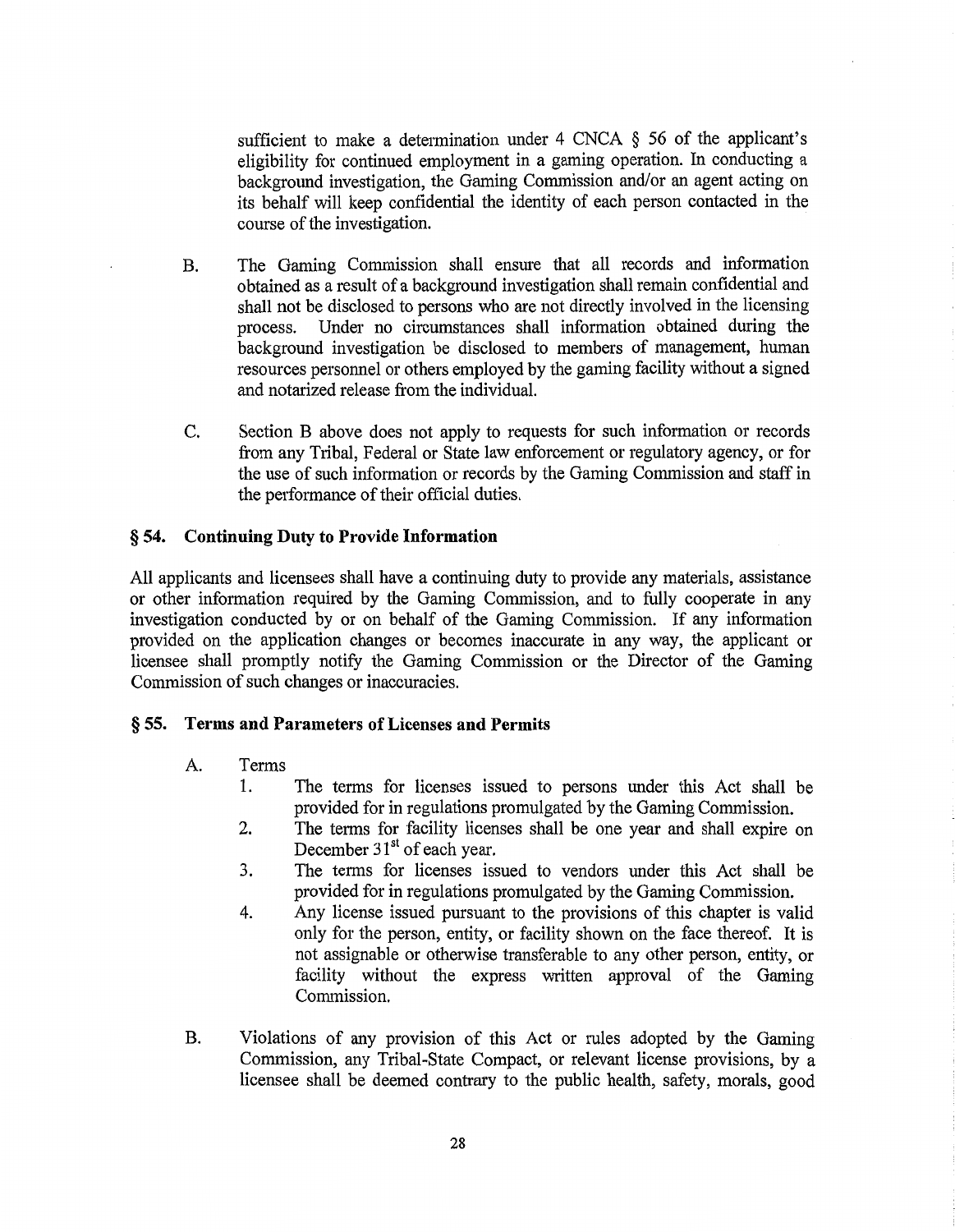sufficient to make a determination under 4 CNCA § 56 of the applicant's eligibility for continued employment in a gaming operation. In conducting a background investigation, the Gaming Commission and/or an agent acting on its behalf will keep confidential the identity of each person contacted in the course of the investigation.

B. The Gaming Commission shall ensure that all records and information obtained as a result of a background investigation shall remain confidential and shall not be disclosed to persons who are not directly involved in the licensing process. Under no circumstances shall information obtained during the background investigation be disclosed to members of management, human resources personnel or others employed by the gaming facility without a signed and notarized release from the individual.

C. Section B above does not apply to requests for such information or records from any Tribal, Federal or State law enforcement or regulatory agency, or for the use of such information or records by the Gaming Commission and staff in the performance of their official duties.

## § 54. Continuing Duty to Provide Information

All applicants and licensees shall have a continuing duty to provide any materials, assistance or other information required by the Gaming Commission, and to fully cooperate in any investigation conducted by or on behalf of the Gaming Commission. If any information provided on the application changes or becomes inaccurate in any way, the applicant or licensee shall promptly notify the Gaming Commission or the Director of the Gaming Commission of such changes or inaccuracies.

## § 55. Terms and Parameters of Licenses and Permits

A. Terms

1. The terms for licenses issued to persons under this Act shall be provided for in regulations promulgated by the Gaming Commission.
2. The terms for facility licenses shall be one year and shall expire on December 31st of each year.
3. The terms for licenses issued to vendors under this Act shall be provided for in regulations promulgated by the Gaming Commission.
4. Any license issued pursuant to the provisions of this chapter is valid only for the person, entity, or facility shown on the face thereof. It is not assignable or otherwise transferable to any other person, entity, or facility without the express written approval of the Gaming Commission.

B. Violations of any provision of this Act or rules adopted by the Gaming Commission, any Tribal-State Compact, or relevant license provisions, by a licensee shall be deemed contrary to the public health, safety, morals, good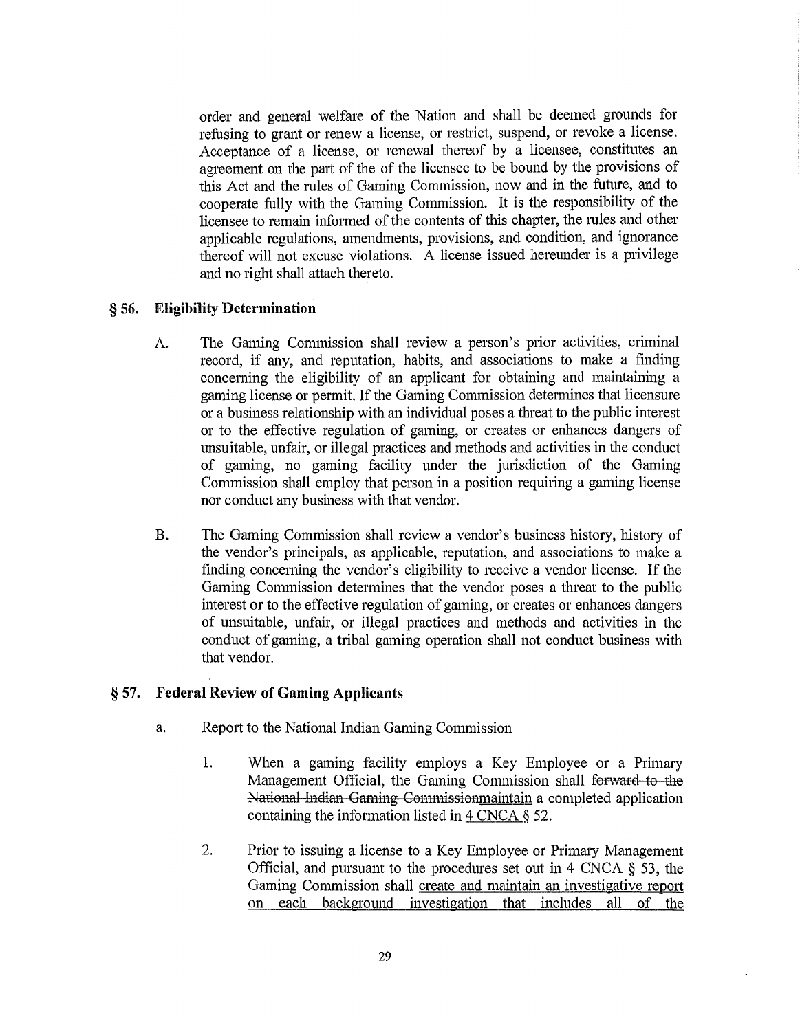order and general welfare of the Nation and shall be deemed grounds for refusing to grant or renew a license, or restrict, suspend, or revoke a license. Acceptance of a license, or renewal thereof by a licensee, constitutes an agreement on the part of the of the licensee to be bound by the provisions of this Act and the rules of Gaming Commission, now and in the future, and to cooperate fully with the Gaming Commission. It is the responsibility of the licensee to remain informed of the contents of this chapter, the rules and other applicable regulations, amendments, provisions, and condition, and ignorance thereof will not excuse violations. A license issued hereunder is a privilege and no right shall attach thereto.

## § 56. Eligibility Determination

A. The Gaming Commission shall review a person's prior activities, criminal record, if any, and reputation, habits, and associations to make a finding concerning the eligibility of an applicant for obtaining and maintaining a gaming license or permit. If the Gaming Commission determines that licensure or a business relationship with an individual poses a threat to the public interest or to the effective regulation of gaming, or creates or enhances dangers of unsuitable, unfair, or illegal practices and methods and activities in the conduct of gaming, no gaming facility under the jurisdiction of the Gaming Commission shall employ that person in a position requiring a gaming license nor conduct any business with that vendor.

B. The Gaming Commission shall review a vendor's business history, history of the vendor's principals, as applicable, reputation, and associations to make a finding concerning the vendor's eligibility to receive a vendor license. If the Gaming Commission determines that the vendor poses a threat to the public interest or to the effective regulation of gaming, or creates or enhances dangers of unsuitable, unfair, or illegal practices and methods and activities in the conduct of gaming, a tribal gaming operation shall not conduct business with that vendor.

## § 57. Federal Review of Gaming Applicants

a. Report to the National Indian Gaming Commission

1. When a gaming facility employs a Key Employee or a Primary Management Official, the Gaming Commission shall ~~forward to the National Indian Gaming Commission~~maintain a completed application containing the information listed in 4 CNCA § 52.

2. Prior to issuing a license to a Key Employee or Primary Management Official, and pursuant to the procedures set out in 4 CNCA § 53, the Gaming Commission shall <u>create and maintain an investigative report on each background investigation that includes all of the</u>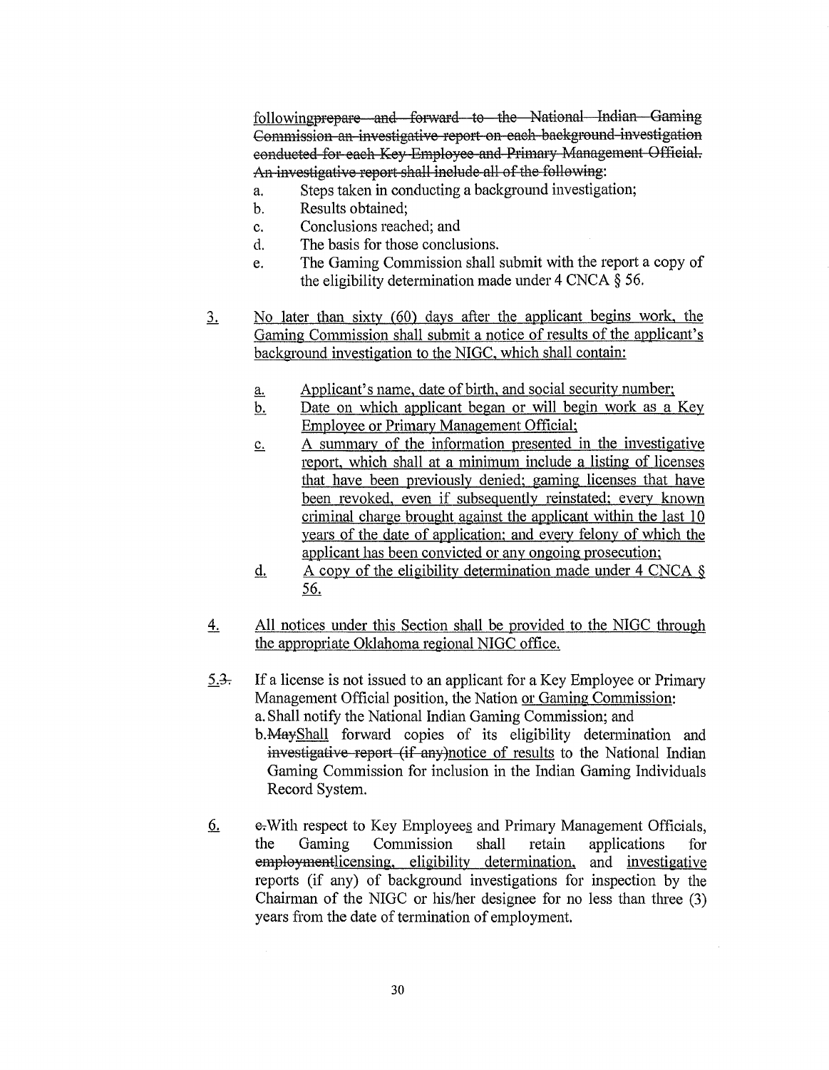following~~prepare and forward to the National Indian Gaming Commission an investigative report on each background investigation conducted for each Key Employee and Primary Management Official. An investigative report shall include all of the following~~:

a. Steps taken in conducting a background investigation;
b. Results obtained;
c. Conclusions reached; and
d. The basis for those conclusions.
e. The Gaming Commission shall submit with the report a copy of the eligibility determination made under 4 CNCA § 56.

3. No later than sixty (60) days after the applicant begins work, the Gaming Commission shall submit a notice of results of the applicant's background investigation to the NIGC, which shall contain:

   a. Applicant's name, date of birth, and social security number;
   b. Date on which applicant began or will begin work as a Key Employee or Primary Management Official;
   c. A summary of the information presented in the investigative report, which shall at a minimum include a listing of licenses that have been previously denied; gaming licenses that have been revoked, even if subsequently reinstated; every known criminal charge brought against the applicant within the last 10 years of the date of application; and every felony of which the applicant has been convicted or any ongoing prosecution;
   d. A copy of the eligibility determination made under 4 CNCA § 56.

4. All notices under this Section shall be provided to the NIGC through the appropriate Oklahoma regional NIGC office.

5.~~3.~~ If a license is not issued to an applicant for a Key Employee or Primary Management Official position, the Nation or Gaming Commission:
   a. Shall notify the National Indian Gaming Commission; and
   b. ~~May~~Shall forward copies of its eligibility determination and ~~investigative report (if any)~~notice of results to the National Indian Gaming Commission for inclusion in the Indian Gaming Individuals Record System.

6. ~~c.~~With respect to Key Employees and Primary Management Officials, the Gaming Commission shall retain applications for ~~employment~~licensing, eligibility determination, and investigative reports (if any) of background investigations for inspection by the Chairman of the NIGC or his/her designee for no less than three (3) years from the date of termination of employment.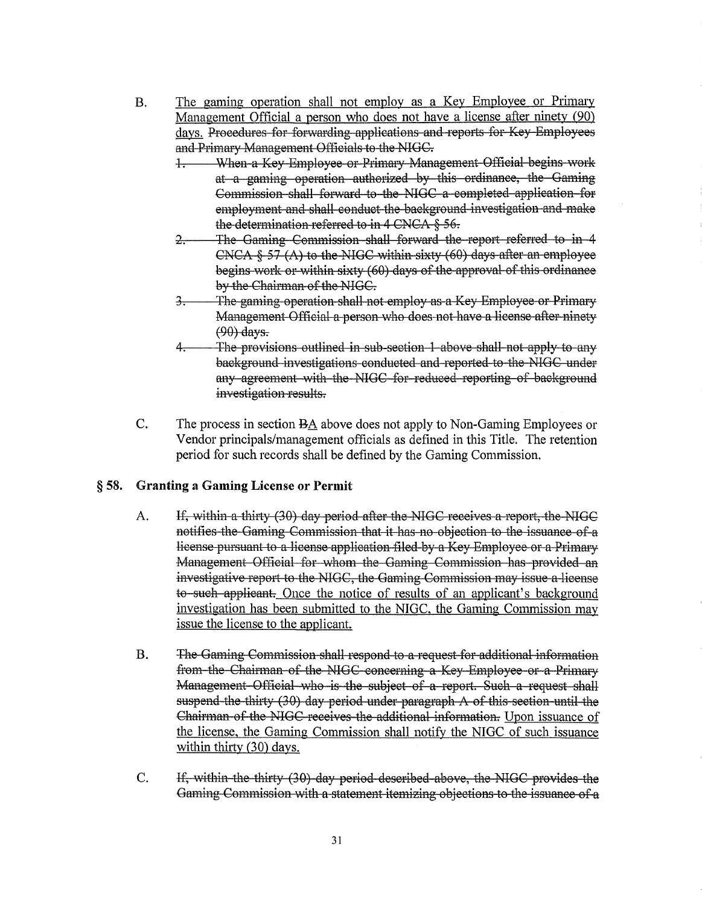B. <u>The gaming operation shall not employ as a Key Employee or Primary Management Official a person who does not have a license after ninety (90) days.</u> ~~Procedures for forwarding applications and reports for Key Employees and Primary Management Officials to the NIGC.~~

~~1. When a Key Employee or Primary Management Official begins work at a gaming operation authorized by this ordinance, the Gaming Commission shall forward to the NIGC a completed application for employment and shall conduct the background investigation and make the determination referred to in 4 CNCA § 56.~~

~~2. The Gaming Commission shall forward the report referred to in 4 CNCA § 57 (A) to the NIGC within sixty (60) days after an employee begins work or within sixty (60) days of the approval of this ordinance by the Chairman of the NIGC.~~

~~3. The gaming operation shall not employ as a Key Employee or Primary Management Official a person who does not have a license after ninety (90) days.~~

~~4. The provisions outlined in sub-section 1 above shall not apply to any background investigations conducted and reported to the NIGC under any agreement with the NIGC for reduced reporting of background investigation results.~~

C. The process in section ~~B~~<u>A</u> above does not apply to Non-Gaming Employees or Vendor principals/management officials as defined in this Title. The retention period for such records shall be defined by the Gaming Commission.

## § 58. Granting a Gaming License or Permit

A. ~~If, within a thirty (30) day period after the NIGC receives a report, the NIGC notifies the Gaming Commission that it has no objection to the issuance of a license pursuant to a license application filed by a Key Employee or a Primary Management Official for whom the Gaming Commission has provided an investigative report to the NIGC, the Gaming Commission may issue a license to such applicant.~~ <u>Once the notice of results of an applicant's background investigation has been submitted to the NIGC, the Gaming Commission may issue the license to the applicant.</u>

B. ~~The Gaming Commission shall respond to a request for additional information from the Chairman of the NIGC concerning a Key Employee or a Primary Management Official who is the subject of a report. Such a request shall suspend the thirty (30) day period under paragraph A of this section until the Chairman of the NIGC receives the additional information.~~ <u>Upon issuance of the license, the Gaming Commission shall notify the NIGC of such issuance within thirty (30) days.</u>

C. ~~If, within the thirty (30) day period described above, the NIGC provides the Gaming Commission with a statement itemizing objections to the issuance of a~~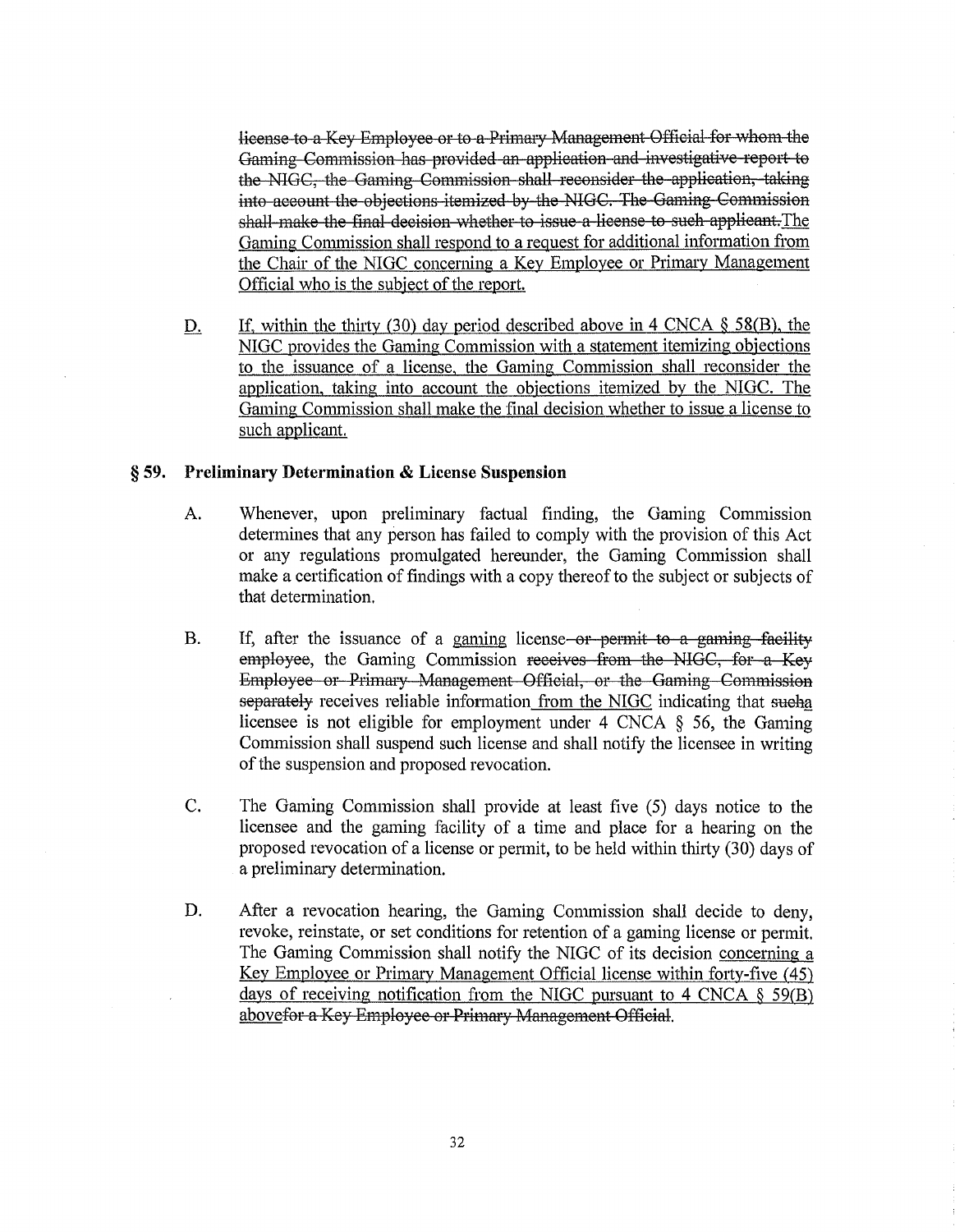~~license to a Key Employee or to a Primary Management Official for whom the Gaming Commission has provided an application and investigative report to the NIGC, the Gaming Commission shall reconsider the application, taking into account the objections itemized by the NIGC. The Gaming Commission shall make the final decision whether to issue a license to such applicant.~~<u>The Gaming Commission shall respond to a request for additional information from the Chair of the NIGC concerning a Key Employee or Primary Management Official who is the subject of the report.</u>

<u>D.</u> <u>If, within the thirty (30) day period described above in 4 CNCA § 58(B), the NIGC provides the Gaming Commission with a statement itemizing objections to the issuance of a license, the Gaming Commission shall reconsider the application, taking into account the objections itemized by the NIGC. The Gaming Commission shall make the final decision whether to issue a license to such applicant.</u>

## § 59. Preliminary Determination & License Suspension

A. Whenever, upon preliminary factual finding, the Gaming Commission determines that any person has failed to comply with the provision of this Act or any regulations promulgated hereunder, the Gaming Commission shall make a certification of findings with a copy thereof to the subject or subjects of that determination.

B. If, after the issuance of a <u>gaming</u> license~~ or permit to a gaming facility employee~~, the Gaming Commission ~~receives from the NIGC, for a Key Employee or Primary Management Official, or the Gaming Commission separately~~ receives reliable information<u> from the NIGC</u> indicating that ~~such~~<u>a</u> licensee is not eligible for employment under 4 CNCA § 56, the Gaming Commission shall suspend such license and shall notify the licensee in writing of the suspension and proposed revocation.

C. The Gaming Commission shall provide at least five (5) days notice to the licensee and the gaming facility of a time and place for a hearing on the proposed revocation of a license or permit, to be held within thirty (30) days of a preliminary determination.

D. After a revocation hearing, the Gaming Commission shall decide to deny, revoke, reinstate, or set conditions for retention of a gaming license or permit. The Gaming Commission shall notify the NIGC of its decision <u>concerning a Key Employee or Primary Management Official license within forty-five (45) days of receiving notification from the NIGC pursuant to 4 CNCA § 59(B) above</u>~~for a Key Employee or Primary Management Official~~.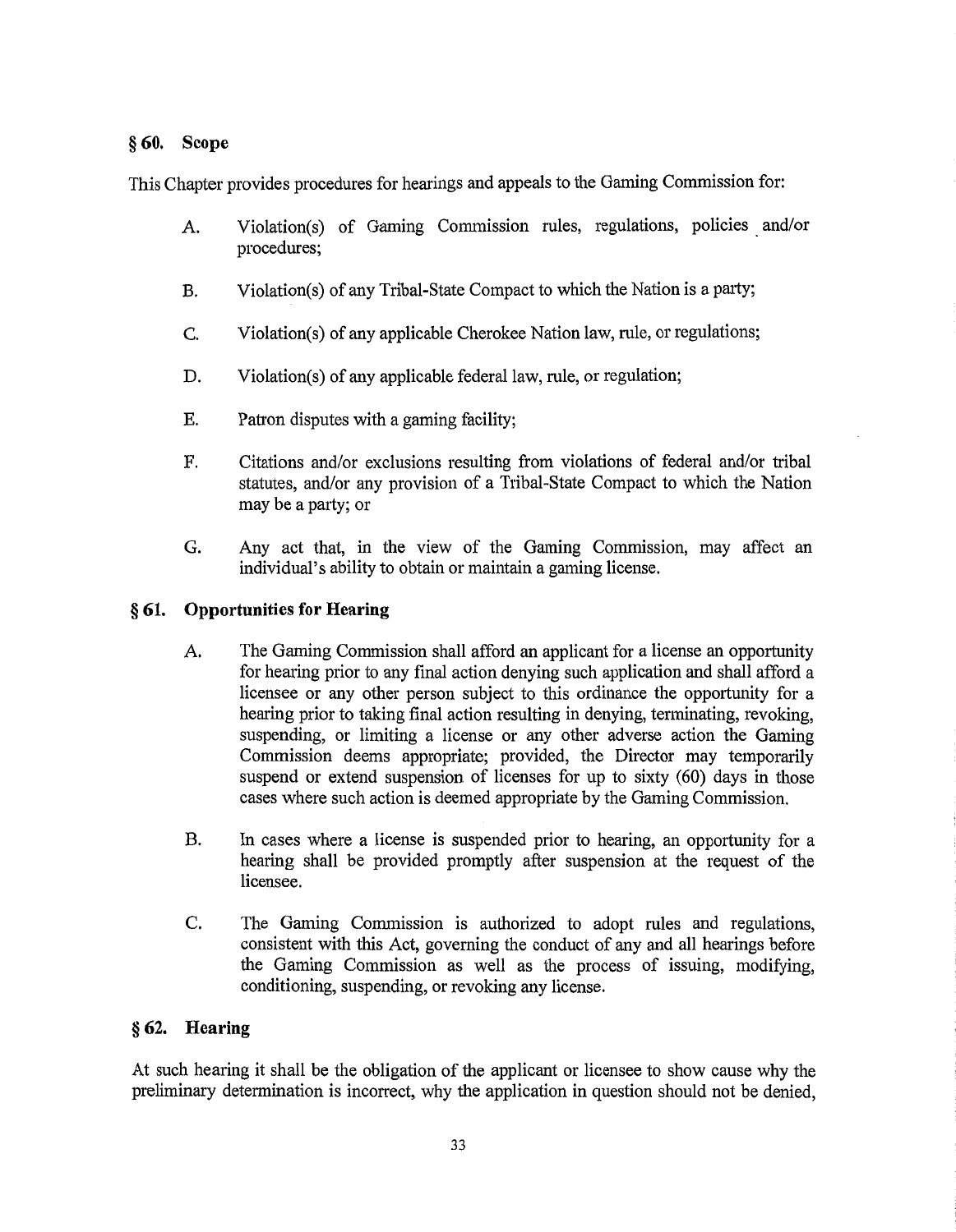## § 60. Scope

This Chapter provides procedures for hearings and appeals to the Gaming Commission for:

A. Violation(s) of Gaming Commission rules, regulations, policies and/or procedures;

B. Violation(s) of any Tribal-State Compact to which the Nation is a party;

C. Violation(s) of any applicable Cherokee Nation law, rule, or regulations;

D. Violation(s) of any applicable federal law, rule, or regulation;

E. Patron disputes with a gaming facility;

F. Citations and/or exclusions resulting from violations of federal and/or tribal statutes, and/or any provision of a Tribal-State Compact to which the Nation may be a party; or

G. Any act that, in the view of the Gaming Commission, may affect an individual's ability to obtain or maintain a gaming license.

## § 61. Opportunities for Hearing

A. The Gaming Commission shall afford an applicant for a license an opportunity for hearing prior to any final action denying such application and shall afford a licensee or any other person subject to this ordinance the opportunity for a hearing prior to taking final action resulting in denying, terminating, revoking, suspending, or limiting a license or any other adverse action the Gaming Commission deems appropriate; provided, the Director may temporarily suspend or extend suspension of licenses for up to sixty (60) days in those cases where such action is deemed appropriate by the Gaming Commission.

B. In cases where a license is suspended prior to hearing, an opportunity for a hearing shall be provided promptly after suspension at the request of the licensee.

C. The Gaming Commission is authorized to adopt rules and regulations, consistent with this Act, governing the conduct of any and all hearings before the Gaming Commission as well as the process of issuing, modifying, conditioning, suspending, or revoking any license.

## § 62. Hearing

At such hearing it shall be the obligation of the applicant or licensee to show cause why the preliminary determination is incorrect, why the application in question should not be denied,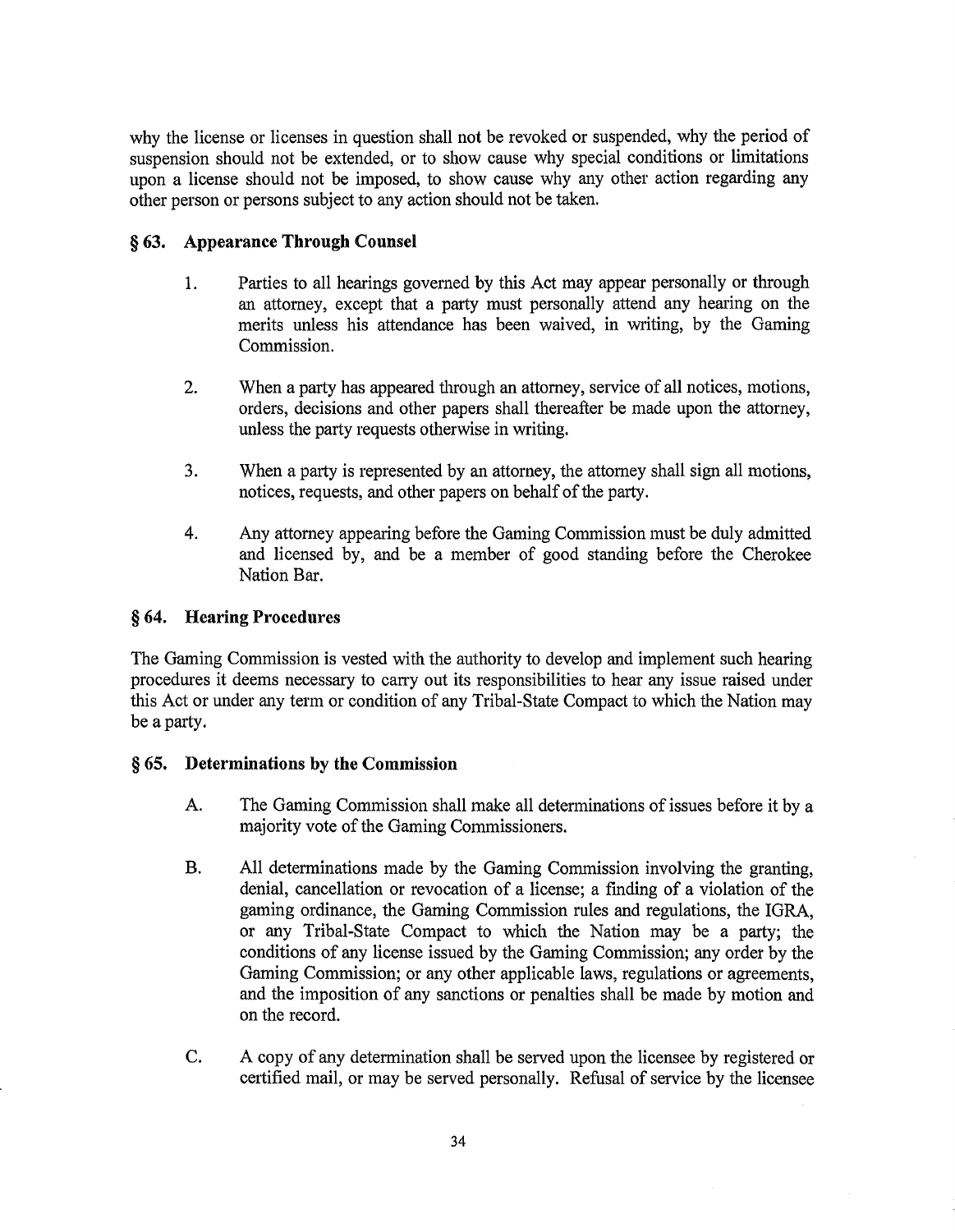why the license or licenses in question shall not be revoked or suspended, why the period of suspension should not be extended, or to show cause why special conditions or limitations upon a license should not be imposed, to show cause why any other action regarding any other person or persons subject to any action should not be taken.

## § 63. Appearance Through Counsel

1. Parties to all hearings governed by this Act may appear personally or through an attorney, except that a party must personally attend any hearing on the merits unless his attendance has been waived, in writing, by the Gaming Commission.

2. When a party has appeared through an attorney, service of all notices, motions, orders, decisions and other papers shall thereafter be made upon the attorney, unless the party requests otherwise in writing.

3. When a party is represented by an attorney, the attorney shall sign all motions, notices, requests, and other papers on behalf of the party.

4. Any attorney appearing before the Gaming Commission must be duly admitted and licensed by, and be a member of good standing before the Cherokee Nation Bar.

## § 64. Hearing Procedures

The Gaming Commission is vested with the authority to develop and implement such hearing procedures it deems necessary to carry out its responsibilities to hear any issue raised under this Act or under any term or condition of any Tribal-State Compact to which the Nation may be a party.

## § 65. Determinations by the Commission

A. The Gaming Commission shall make all determinations of issues before it by a majority vote of the Gaming Commissioners.

B. All determinations made by the Gaming Commission involving the granting, denial, cancellation or revocation of a license; a finding of a violation of the gaming ordinance, the Gaming Commission rules and regulations, the IGRA, or any Tribal-State Compact to which the Nation may be a party; the conditions of any license issued by the Gaming Commission; any order by the Gaming Commission; or any other applicable laws, regulations or agreements, and the imposition of any sanctions or penalties shall be made by motion and on the record.

C. A copy of any determination shall be served upon the licensee by registered or certified mail, or may be served personally. Refusal of service by the licensee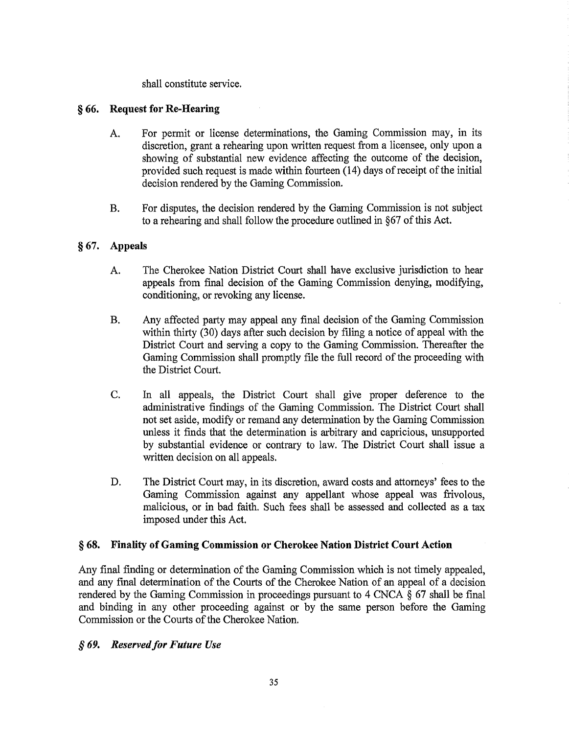shall constitute service.

## § 66. Request for Re-Hearing

A. For permit or license determinations, the Gaming Commission may, in its discretion, grant a rehearing upon written request from a licensee, only upon a showing of substantial new evidence affecting the outcome of the decision, provided such request is made within fourteen (14) days of receipt of the initial decision rendered by the Gaming Commission.

B. For disputes, the decision rendered by the Gaming Commission is not subject to a rehearing and shall follow the procedure outlined in §67 of this Act.

## § 67. Appeals

A. The Cherokee Nation District Court shall have exclusive jurisdiction to hear appeals from final decision of the Gaming Commission denying, modifying, conditioning, or revoking any license.

B. Any affected party may appeal any final decision of the Gaming Commission within thirty (30) days after such decision by filing a notice of appeal with the District Court and serving a copy to the Gaming Commission. Thereafter the Gaming Commission shall promptly file the full record of the proceeding with the District Court.

C. In all appeals, the District Court shall give proper deference to the administrative findings of the Gaming Commission. The District Court shall not set aside, modify or remand any determination by the Gaming Commission unless it finds that the determination is arbitrary and capricious, unsupported by substantial evidence or contrary to law. The District Court shall issue a written decision on all appeals.

D. The District Court may, in its discretion, award costs and attorneys' fees to the Gaming Commission against any appellant whose appeal was frivolous, malicious, or in bad faith. Such fees shall be assessed and collected as a tax imposed under this Act.

## § 68. Finality of Gaming Commission or Cherokee Nation District Court Action

Any final finding or determination of the Gaming Commission which is not timely appealed, and any final determination of the Courts of the Cherokee Nation of an appeal of a decision rendered by the Gaming Commission in proceedings pursuant to 4 CNCA § 67 shall be final and binding in any other proceeding against or by the same person before the Gaming Commission or the Courts of the Cherokee Nation.

## *§ 69. Reserved for Future Use*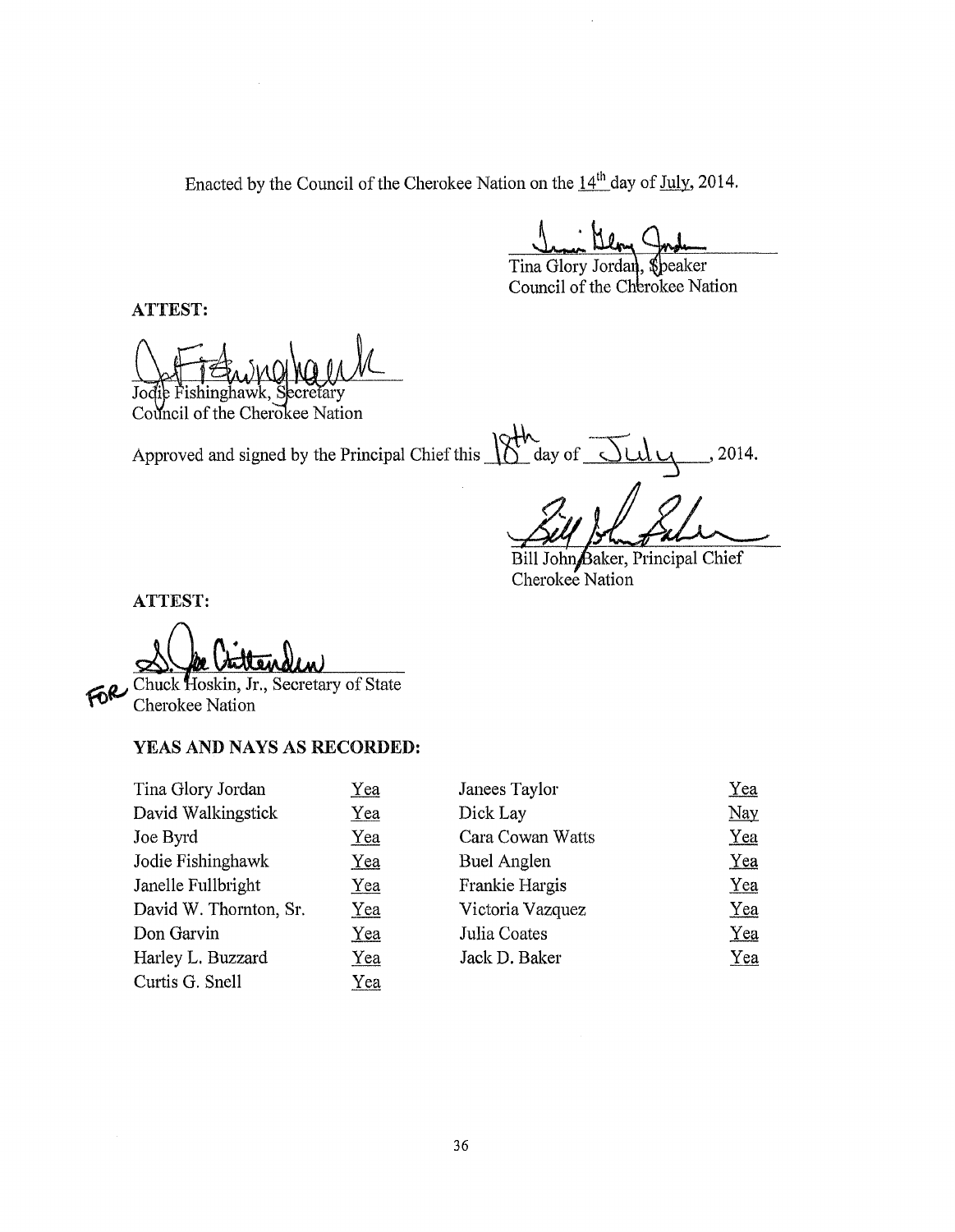Enacted by the Council of the Cherokee Nation on the 14th day of July, 2014.

Tina Glory Jordan, Speaker
Council of the Cherokee Nation

**ATTEST:**

Jodie Fishinghawk, Secretary
Council of the Cherokee Nation

Approved and signed by the Principal Chief this 18th day of July, 2014.

Bill John Baker, Principal Chief
Cherokee Nation

**ATTEST:**

FOR Chuck Hoskin, Jr., Secretary of State
Cherokee Nation

**YEAS AND NAYS AS RECORDED:**

| | | | |
|---|---|---|---|
| Tina Glory Jordan | Yea | Janees Taylor | Yea |
| David Walkingstick | Yea | Dick Lay | Nay |
| Joe Byrd | Yea | Cara Cowan Watts | Yea |
| Jodie Fishinghawk | Yea | Buel Anglen | Yea |
| Janelle Fullbright | Yea | Frankie Hargis | Yea |
| David W. Thornton, Sr. | Yea | Victoria Vazquez | Yea |
| Don Garvin | Yea | Julia Coates | Yea |
| Harley L. Buzzard | Yea | Jack D. Baker | Yea |
| Curtis G. Snell | Yea | | |